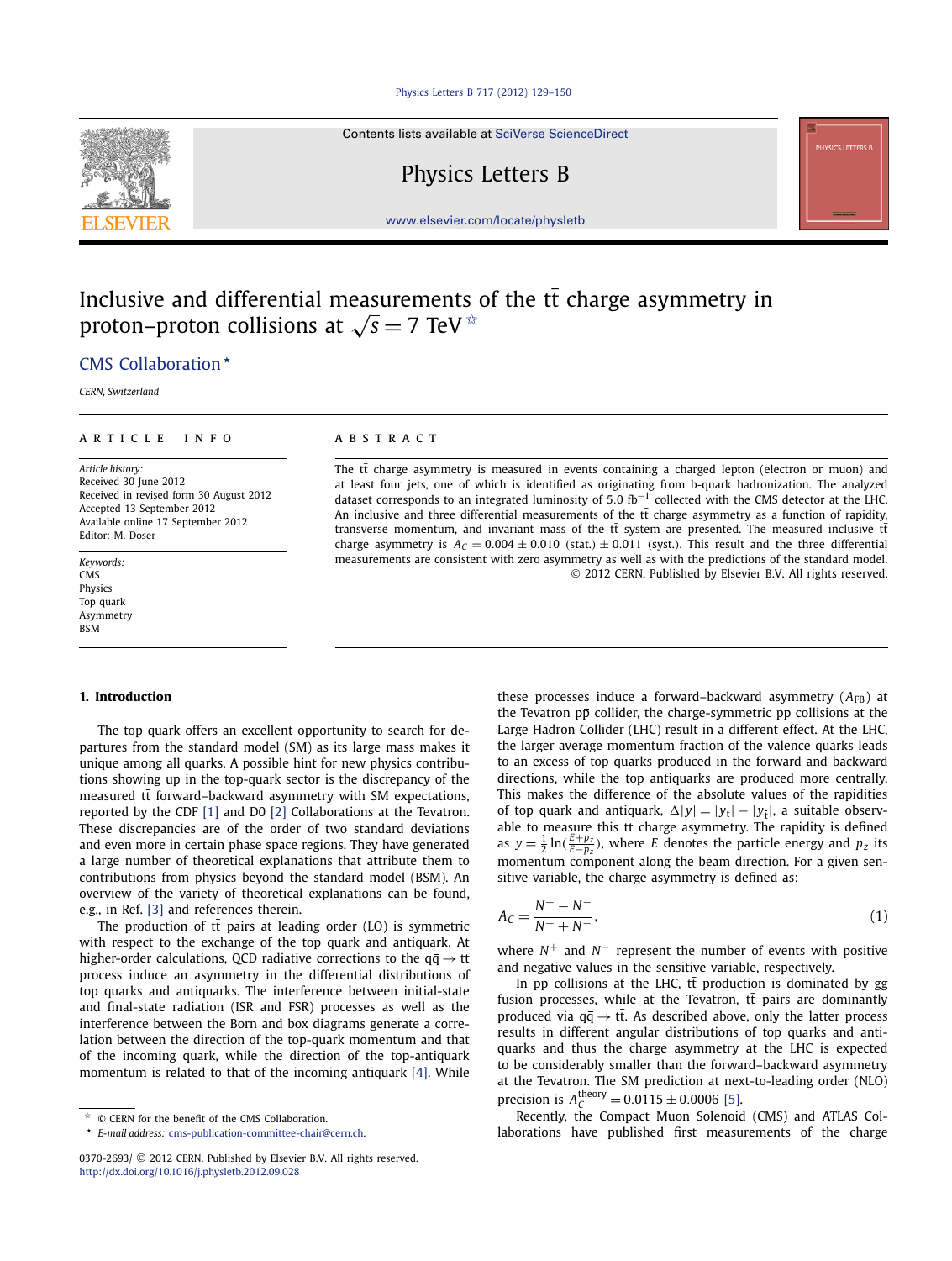# Inclusive and differential measurements of the $t\bar{t}$ charge asymmetry in proton–proton collisions at $\sqrt{s} = 7$ TeV ☆

CMS Collaboration *

*CERN, Switzerland*

## ARTICLE INFO

*Article history:*
Received 30 June 2012
Received in revised form 30 August 2012
Accepted 13 September 2012
Available online 17 September 2012
Editor: M. Doser

*Keywords:*
CMS
Physics
Top quark
Asymmetry
BSM

## ABSTRACT

The $t\bar{t}$ charge asymmetry is measured in events containing a charged lepton (electron or muon) and at least four jets, one of which is identified as originating from b-quark hadronization. The analyzed dataset corresponds to an integrated luminosity of 5.0 fb$^{-1}$ collected with the CMS detector at the LHC. An inclusive and three differential measurements of the $t\bar{t}$ charge asymmetry as a function of rapidity, transverse momentum, and invariant mass of the $t\bar{t}$ system are presented. The measured inclusive $t\bar{t}$ charge asymmetry is $A_C = 0.004 \pm 0.010$ (stat.) $\pm 0.011$ (syst.). This result and the three differential measurements are consistent with zero asymmetry as well as with the predictions of the standard model.

© 2012 CERN. Published by Elsevier B.V. All rights reserved.

## 1. Introduction

The top quark offers an excellent opportunity to search for departures from the standard model (SM) as its large mass makes it unique among all quarks. A possible hint for new physics contributions showing up in the top-quark sector is the discrepancy of the measured $t\bar{t}$ forward–backward asymmetry with SM expectations, reported by the CDF [1] and D0 [2] Collaborations at the Tevatron. These discrepancies are of the order of two standard deviations and even more in certain phase space regions. They have generated a large number of theoretical explanations that attribute them to contributions from physics beyond the standard model (BSM). An overview of the variety of theoretical explanations can be found, e.g., in Ref. [3] and references therein.

The production of $t\bar{t}$ pairs at leading order (LO) is symmetric with respect to the exchange of the top quark and antiquark. At higher-order calculations, QCD radiative corrections to the $q\bar{q} \to t\bar{t}$ process induce an asymmetry in the differential distributions of top quarks and antiquarks. The interference between initial-state and final-state radiation (ISR and FSR) processes as well as the interference between the Born and box diagrams generate a correlation between the direction of the top-quark momentum and that of the incoming quark, while the direction of the top-antiquark momentum is related to that of the incoming antiquark [4]. While these processes induce a forward–backward asymmetry ($A_{FB}$) at the Tevatron $p\bar{p}$ collider, the charge-symmetric pp collisions at the Large Hadron Collider (LHC) result in a different effect. At the LHC, the larger average momentum fraction of the valence quarks leads to an excess of top quarks produced in the forward and backward directions, while the top antiquarks are produced more centrally. This makes the difference of the absolute values of the rapidities of top quark and antiquark, $\Delta|y| = |y_t| - |y_{\bar{t}}|$, a suitable observable to measure this $t\bar{t}$ charge asymmetry. The rapidity is defined as $y = \frac{1}{2}\ln(\frac{E+p_z}{E-p_z})$, where $E$ denotes the particle energy and $p_z$ its momentum component along the beam direction. For a given sensitive variable, the charge asymmetry is defined as:

$$A_C = \frac{N^+ - N^-}{N^+ + N^-}, \tag{1}$$

where $N^+$ and $N^-$ represent the number of events with positive and negative values in the sensitive variable, respectively.

In pp collisions at the LHC, $t\bar{t}$ production is dominated by gg fusion processes, while at the Tevatron, $t\bar{t}$ pairs are dominantly produced via $q\bar{q} \to t\bar{t}$. As described above, only the latter process results in different angular distributions of top quarks and antiquarks and thus the charge asymmetry at the LHC is expected to be considerably smaller than the forward–backward asymmetry at the Tevatron. The SM prediction at next-to-leading order (NLO) precision is $A_C^{\text{theory}} = 0.0115 \pm 0.0006$ [5].

Recently, the Compact Muon Solenoid (CMS) and ATLAS Collaborations have published first measurements of the charge

---

☆ © CERN for the benefit of the CMS Collaboration.

* *E-mail address:* cms-publication-committee-chair@cern.ch.

0370-2693/ © 2012 CERN. Published by Elsevier B.V. All rights reserved.
http://dx.doi.org/10.1016/j.physletb.2012.09.028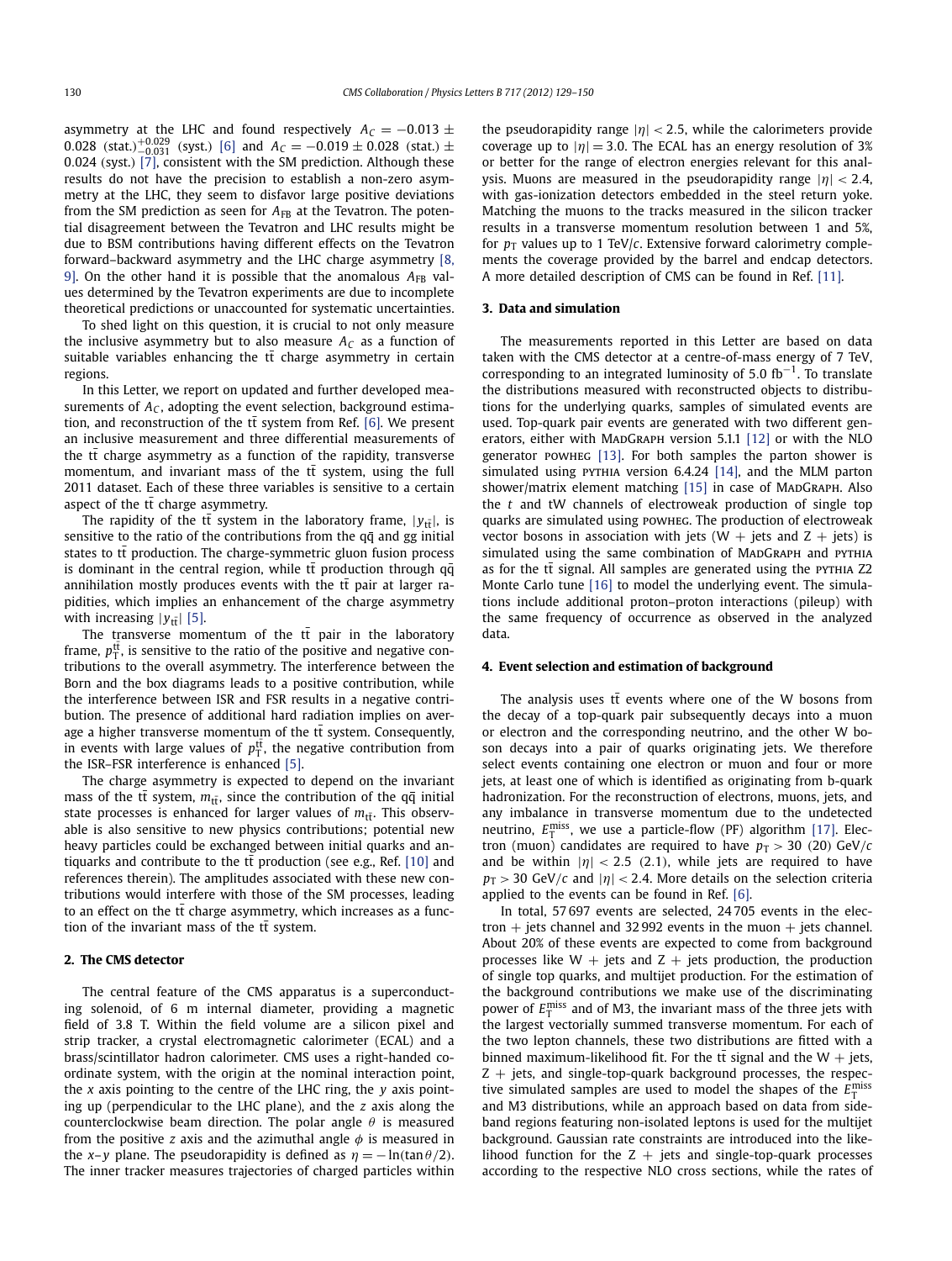asymmetry at the LHC and found respectively $A_C = -0.013 \pm 0.028$ (stat.)$^{+0.029}_{-0.031}$ (syst.) [6] and $A_C = -0.019 \pm 0.028$ (stat.) $\pm$ 0.024 (syst.) [7], consistent with the SM prediction. Although these results do not have the precision to establish a non-zero asymmetry at the LHC, they seem to disfavor large positive deviations from the SM prediction as seen for $A_{\text{FB}}$ at the Tevatron. The potential disagreement between the Tevatron and LHC results might be due to BSM contributions having different effects on the Tevatron forward–backward asymmetry and the LHC charge asymmetry [8, 9]. On the other hand it is possible that the anomalous $A_{\text{FB}}$ values determined by the Tevatron experiments are due to incomplete theoretical predictions or unaccounted for systematic uncertainties.

To shed light on this question, it is crucial to not only measure the inclusive asymmetry but to also measure $A_C$ as a function of suitable variables enhancing the $\text{t}\bar{\text{t}}$ charge asymmetry in certain regions.

In this Letter, we report on updated and further developed measurements of $A_C$, adopting the event selection, background estimation, and reconstruction of the $\text{t}\bar{\text{t}}$ system from Ref. [6]. We present an inclusive measurement and three differential measurements of the $\text{t}\bar{\text{t}}$ charge asymmetry as a function of the rapidity, transverse momentum, and invariant mass of the $\text{t}\bar{\text{t}}$ system, using the full 2011 dataset. Each of these three variables is sensitive to a certain aspect of the $\text{t}\bar{\text{t}}$ charge asymmetry.

The rapidity of the $\text{t}\bar{\text{t}}$ system in the laboratory frame, $|y_{\text{t}\bar{\text{t}}}|$, is sensitive to the ratio of the contributions from the $\text{q}\bar{\text{q}}$ and gg initial states to $\text{t}\bar{\text{t}}$ production. The charge-symmetric gluon fusion process is dominant in the central region, while $\text{t}\bar{\text{t}}$ production through $\text{q}\bar{\text{q}}$ annihilation mostly produces events with the $\text{t}\bar{\text{t}}$ pair at larger rapidities, which implies an enhancement of the charge asymmetry with increasing $|y_{\text{t}\bar{\text{t}}}|$ [5].

The transverse momentum of the $\text{t}\bar{\text{t}}$ pair in the laboratory frame, $p_{\text{T}}^{\text{t}\bar{\text{t}}}$, is sensitive to the ratio of the positive and negative contributions to the overall asymmetry. The interference between the Born and the box diagrams leads to a positive contribution, while the interference between ISR and FSR results in a negative contribution. The presence of additional hard radiation implies on average a higher transverse momentum of the $\text{t}\bar{\text{t}}$ system. Consequently, in events with large values of $p_{\text{T}}^{\text{t}\bar{\text{t}}}$, the negative contribution from the ISR–FSR interference is enhanced [5].

The charge asymmetry is expected to depend on the invariant mass of the $\text{t}\bar{\text{t}}$ system, $m_{\text{t}\bar{\text{t}}}$, since the contribution of the $\text{q}\bar{\text{q}}$ initial state processes is enhanced for larger values of $m_{\text{t}\bar{\text{t}}}$. This observable is also sensitive to new physics contributions; potential new heavy particles could be exchanged between initial quarks and antiquarks and contribute to the $\text{t}\bar{\text{t}}$ production (see e.g., Ref. [10] and references therein). The amplitudes associated with these new contributions would interfere with those of the SM processes, leading to an effect on the $\text{t}\bar{\text{t}}$ charge asymmetry, which increases as a function of the invariant mass of the $\text{t}\bar{\text{t}}$ system.

## 2. The CMS detector

The central feature of the CMS apparatus is a superconducting solenoid, of 6 m internal diameter, providing a magnetic field of 3.8 T. Within the field volume are a silicon pixel and strip tracker, a crystal electromagnetic calorimeter (ECAL) and a brass/scintillator hadron calorimeter. CMS uses a right-handed coordinate system, with the origin at the nominal interaction point, the $x$ axis pointing to the centre of the LHC ring, the $y$ axis pointing up (perpendicular to the LHC plane), and the $z$ axis along the counterclockwise beam direction. The polar angle $\theta$ is measured from the positive $z$ axis and the azimuthal angle $\phi$ is measured in the $x$–$y$ plane. The pseudorapidity is defined as $\eta = -\ln(\tan\theta/2)$. The inner tracker measures trajectories of charged particles within the pseudorapidity range $|\eta| < 2.5$, while the calorimeters provide coverage up to $|\eta| = 3.0$. The ECAL has an energy resolution of 3% or better for the range of electron energies relevant for this analysis. Muons are measured in the pseudorapidity range $|\eta| < 2.4$, with gas-ionization detectors embedded in the steel return yoke. Matching the muons to the tracks measured in the silicon tracker results in a transverse momentum resolution between 1 and 5%, for $p_{\text{T}}$ values up to 1 TeV/$c$. Extensive forward calorimetry complements the coverage provided by the barrel and endcap detectors. A more detailed description of CMS can be found in Ref. [11].

## 3. Data and simulation

The measurements reported in this Letter are based on data taken with the CMS detector at a centre-of-mass energy of 7 TeV, corresponding to an integrated luminosity of 5.0 fb$^{-1}$. To translate the distributions measured with reconstructed objects to distributions for the underlying quarks, samples of simulated events are used. Top-quark pair events are generated with two different generators, either with MadGraph version 5.1.1 [12] or with the NLO generator powheg [13]. For both samples the parton shower is simulated using pythia version 6.4.24 [14], and the MLM parton shower/matrix element matching [15] in case of MadGraph. Also the $t$ and tW channels of electroweak production of single top quarks are simulated using powheg. The production of electroweak vector bosons in association with jets (W + jets and Z + jets) is simulated using the same combination of MadGraph and pythia as for the $\text{t}\bar{\text{t}}$ signal. All samples are generated using the pythia Z2 Monte Carlo tune [16] to model the underlying event. The simulations include additional proton–proton interactions (pileup) with the same frequency of occurrence as observed in the analyzed data.

## 4. Event selection and estimation of background

The analysis uses $\text{t}\bar{\text{t}}$ events where one of the W bosons from the decay of a top-quark pair subsequently decays into a muon or electron and the corresponding neutrino, and the other W boson decays into a pair of quarks originating jets. We therefore select events containing one electron or muon and four or more jets, at least one of which is identified as originating from b-quark hadronization. For the reconstruction of electrons, muons, jets, and any imbalance in transverse momentum due to the undetected neutrino, $E_{\text{T}}^{\text{miss}}$, we use a particle-flow (PF) algorithm [17]. Electron (muon) candidates are required to have $p_{\text{T}} > 30$ (20) GeV/$c$ and be within $|\eta| < 2.5$ (2.1), while jets are required to have $p_{\text{T}} > 30$ GeV/$c$ and $|\eta| < 2.4$. More details on the selection criteria applied to the events can be found in Ref. [6].

In total, 57 697 events are selected, 24 705 events in the electron + jets channel and 32 992 events in the muon + jets channel. About 20% of these events are expected to come from background processes like W + jets and Z + jets production, the production of single top quarks, and multijet production. For the estimation of the background contributions we make use of the discriminating power of $E_{\text{T}}^{\text{miss}}$ and of M3, the invariant mass of the three jets with the largest vectorially summed transverse momentum. For each of the two lepton channels, these two distributions are fitted with a binned maximum-likelihood fit. For the $\text{t}\bar{\text{t}}$ signal and the W + jets, Z + jets, and single-top-quark background processes, the respective simulated samples are used to model the shapes of the $E_{\text{T}}^{\text{miss}}$ and M3 distributions, while an approach based on data from sideband regions featuring non-isolated leptons is used for the multijet background. Gaussian rate constraints are introduced into the likelihood function for the Z + jets and single-top-quark processes according to the respective NLO cross sections, while the rates of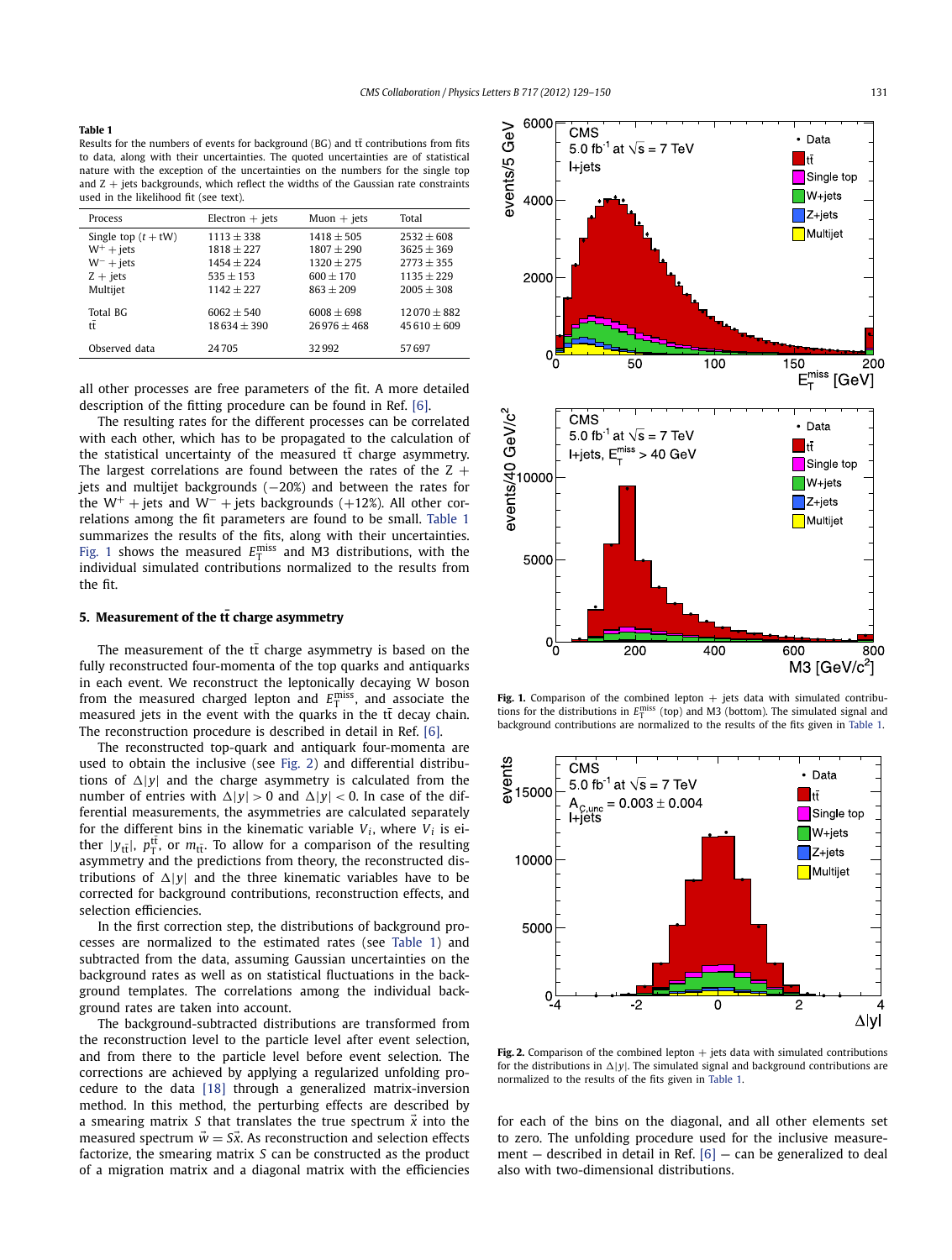**Table 1**

Results for the numbers of events for background (BG) and $t\bar{t}$ contributions from fits to data, along with their uncertainties. The quoted uncertainties are of statistical nature with the exception of the uncertainties on the numbers for the single top and Z + jets backgrounds, which reflect the widths of the Gaussian rate constraints used in the likelihood fit (see text).

| Process | Electron + jets | Muon + jets | Total |
|---|---|---|---|
| Single top ($t$ + tW) | $1113 \pm 338$ | $1418 \pm 505$ | $2532 \pm 608$ |
| $W^+$ + jets | $1818 \pm 227$ | $1807 \pm 290$ | $3625 \pm 369$ |
| $W^-$ + jets | $1454 \pm 224$ | $1320 \pm 275$ | $2773 \pm 355$ |
| Z + jets | $535 \pm 153$ | $600 \pm 170$ | $1135 \pm 229$ |
| Multijet | $1142 \pm 227$ | $863 \pm 209$ | $2005 \pm 308$ |
| Total BG | $6062 \pm 540$ | $6008 \pm 698$ | $12\,070 \pm 882$ |
| $t\bar{t}$ | $18\,634 \pm 390$ | $26\,976 \pm 468$ | $45\,610 \pm 609$ |
| Observed data | 24 705 | 32 992 | 57 697 |

all other processes are free parameters of the fit. A more detailed description of the fitting procedure can be found in Ref. [6].

The resulting rates for the different processes can be correlated with each other, which has to be propagated to the calculation of the statistical uncertainty of the measured $t\bar{t}$ charge asymmetry. The largest correlations are found between the rates of the Z + jets and multijet backgrounds (−20%) and between the rates for the $W^+$ + jets and $W^-$ + jets backgrounds (+12%). All other correlations among the fit parameters are found to be small. Table 1 summarizes the results of the fits, along with their uncertainties. Fig. 1 shows the measured $E_T^{miss}$ and M3 distributions, with the individual simulated contributions normalized to the results from the fit.

## 5. Measurement of the $t\bar{t}$ charge asymmetry

The measurement of the $t\bar{t}$ charge asymmetry is based on the fully reconstructed four-momenta of the top quarks and antiquarks in each event. We reconstruct the leptonically decaying W boson from the measured charged lepton and $E_T^{miss}$, and associate the measured jets in the event with the quarks in the $t\bar{t}$ decay chain. The reconstruction procedure is described in detail in Ref. [6].

The reconstructed top-quark and antiquark four-momenta are used to obtain the inclusive (see Fig. 2) and differential distributions of $\Delta|y|$ and the charge asymmetry is calculated from the number of entries with $\Delta|y| > 0$ and $\Delta|y| < 0$. In case of the differential measurements, the asymmetries are calculated separately for the different bins in the kinematic variable $V_i$, where $V_i$ is either $|y_{t\bar{t}}|$, $p_T^{t\bar{t}}$, or $m_{t\bar{t}}$. To allow for a comparison of the resulting asymmetry and the predictions from theory, the reconstructed distributions of $\Delta|y|$ and the three kinematic variables have to be corrected for background contributions, reconstruction effects, and selection efficiencies.

In the first correction step, the distributions of background processes are normalized to the estimated rates (see Table 1) and subtracted from the data, assuming Gaussian uncertainties on the background rates as well as on statistical fluctuations in the background templates. The correlations among the individual background rates are taken into account.

The background-subtracted distributions are transformed from the reconstruction level to the particle level after event selection, and from there to the particle level before event selection. The corrections are achieved by applying a regularized unfolding procedure to the data [18] through a generalized matrix-inversion method. In this method, the perturbing effects are described by a smearing matrix $S$ that translates the true spectrum $\vec{x}$ into the measured spectrum $\vec{w} = S\vec{x}$. As reconstruction and selection effects factorize, the smearing matrix $S$ can be constructed as the product of a migration matrix and a diagonal matrix with the efficiencies for each of the bins on the diagonal, and all other elements set to zero. The unfolding procedure used for the inclusive measurement – described in detail in Ref. [6] – can be generalized to deal also with two-dimensional distributions.

**Fig. 1.** Comparison of the combined lepton + jets data with simulated contributions for the distributions in $E_T^{miss}$ (top) and M3 (bottom). The simulated signal and background contributions are normalized to the results of the fits given in Table 1.

**Fig. 2.** Comparison of the combined lepton + jets data with simulated contributions for the distributions in $\Delta|y|$. The simulated signal and background contributions are normalized to the results of the fits given in Table 1.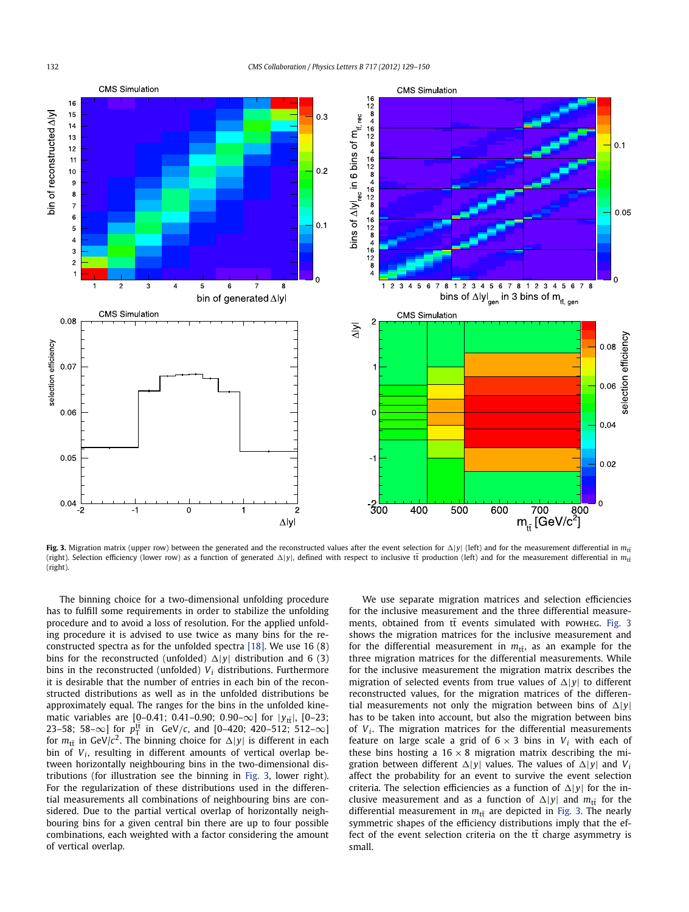**Fig. 3.** Migration matrix (upper row) between the generated and the reconstructed values after the event selection for $\Delta|y|$ (left) and for the measurement differential in $m_{t\bar{t}}$ (right). Selection efficiency (lower row) as a function of generated $\Delta|y|$, defined with respect to inclusive $t\bar{t}$ production (left) and for the measurement differential in $m_{t\bar{t}}$ (right).

The binning choice for a two-dimensional unfolding procedure has to fulfill some requirements in order to stabilize the unfolding procedure and to avoid a loss of resolution. For the applied unfolding procedure it is advised to use twice as many bins for the reconstructed spectra as for the unfolded spectra [18]. We use 16 (8) bins for the reconstructed (unfolded) $\Delta|y|$ distribution and 6 (3) bins in the reconstructed (unfolded) $V_i$ distributions. Furthermore it is desirable that the number of entries in each bin of the reconstructed distributions as well as in the unfolded distributions be approximately equal. The ranges for the bins in the unfolded kinematic variables are [0–0.41; 0.41–0.90; 0.90–$\infty$] for $|y_{t\bar{t}}|$, [0–23; 23–58; 58–$\infty$] for $p_T^{t\bar{t}}$ in GeV/$c$, and [0–420; 420–512; 512–$\infty$] for $m_{t\bar{t}}$ in GeV/$c^2$. The binning choice for $\Delta|y|$ is different in each bin of $V_i$, resulting in different amounts of vertical overlap between horizontally neighbouring bins in the two-dimensional distributions (for illustration see the binning in Fig. 3, lower right). For the regularization of these distributions used in the differential measurements all combinations of neighbouring bins are considered. Due to the partial vertical overlap of horizontally neighbouring bins for a given central bin there are up to four possible combinations, each weighted with a factor considering the amount of vertical overlap.

We use separate migration matrices and selection efficiencies for the inclusive measurement and the three differential measurements, obtained from $t\bar{t}$ events simulated with POWHEG. Fig. 3 shows the migration matrices for the inclusive measurement and for the differential measurement in $m_{t\bar{t}}$, as an example for the three migration matrices for the differential measurements. While for the inclusive measurement the migration matrix describes the migration of selected events from true values of $\Delta|y|$ to different reconstructed values, for the migration matrices of the differential measurements not only the migration between bins of $\Delta|y|$ has to be taken into account, but also the migration between bins of $V_i$. The migration matrices for the differential measurements feature on large scale a grid of $6 \times 3$ bins in $V_i$ with each of these bins hosting a $16 \times 8$ migration matrix describing the migration between different $\Delta|y|$ values. The values of $\Delta|y|$ and $V_i$ affect the probability for an event to survive the event selection criteria. The selection efficiencies as a function of $\Delta|y|$ for the inclusive measurement and as a function of $\Delta|y|$ and $m_{t\bar{t}}$ for the differential measurement in $m_{t\bar{t}}$ are depicted in Fig. 3. The nearly symmetric shapes of the efficiency distributions imply that the effect of the event selection criteria on the $t\bar{t}$ charge asymmetry is small.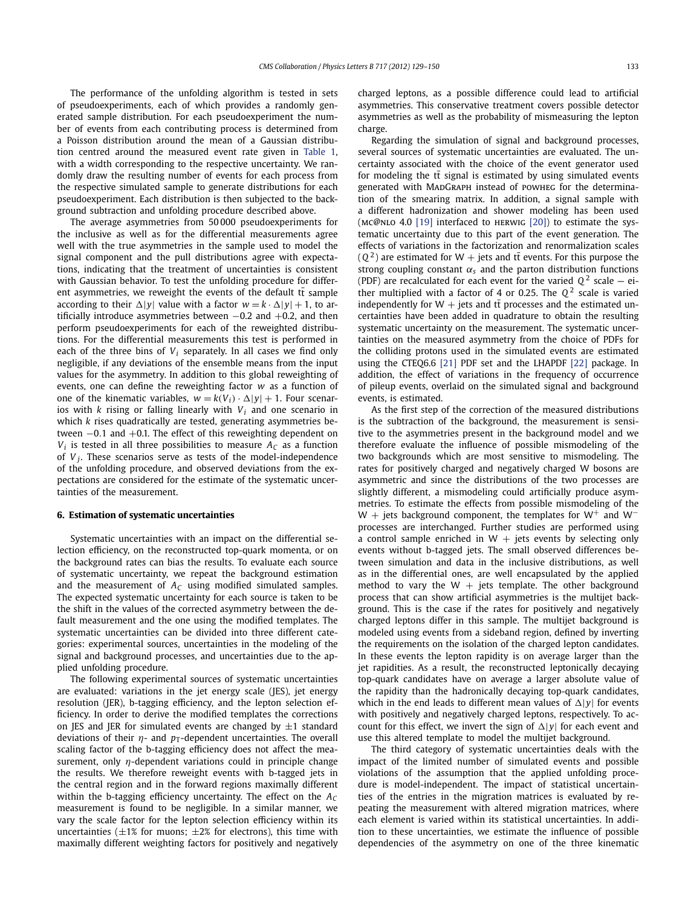The performance of the unfolding algorithm is tested in sets of pseudoexperiments, each of which provides a randomly generated sample distribution. For each pseudoexperiment the number of events from each contributing process is determined from a Poisson distribution around the mean of a Gaussian distribution centred around the measured event rate given in Table 1, with a width corresponding to the respective uncertainty. We randomly draw the resulting number of events for each process from the respective simulated sample to generate distributions for each pseudoexperiment. Each distribution is then subjected to the background subtraction and unfolding procedure described above.

The average asymmetries from 50 000 pseudoexperiments for the inclusive as well as for the differential measurements agree well with the true asymmetries in the sample used to model the signal component and the pull distributions agree with expectations, indicating that the treatment of uncertainties is consistent with Gaussian behavior. To test the unfolding procedure for different asymmetries, we reweight the events of the default $t\bar{t}$ sample according to their $\Delta|y|$ value with a factor $w = k \cdot \Delta|y| + 1$, to artificially introduce asymmetries between $-0.2$ and $+0.2$, and then perform pseudoexperiments for each of the reweighted distributions. For the differential measurements this test is performed in each of the three bins of $V_i$ separately. In all cases we find only negligible, if any deviations of the ensemble means from the input values for the asymmetry. In addition to this global reweighting of events, one can define the reweighting factor $w$ as a function of one of the kinematic variables, $w = k(V_i) \cdot \Delta|y| + 1$. Four scenarios with $k$ rising or falling linearly with $V_i$ and one scenario in which $k$ rises quadratically are tested, generating asymmetries between $-0.1$ and $+0.1$. The effect of this reweighting dependent on $V_i$ is tested in all three possibilities to measure $A_C$ as a function of $V_j$. These scenarios serve as tests of the model-independence of the unfolding procedure, and observed deviations from the expectations are considered for the estimate of the systematic uncertainties of the measurement.

## 6. Estimation of systematic uncertainties

Systematic uncertainties with an impact on the differential selection efficiency, on the reconstructed top-quark momenta, or on the background rates can bias the results. To evaluate each source of systematic uncertainty, we repeat the background estimation and the measurement of $A_C$ using modified simulated samples. The expected systematic uncertainty for each source is taken to be the shift in the values of the corrected asymmetry between the default measurement and the one using the modified templates. The systematic uncertainties can be divided into three different categories: experimental sources, uncertainties in the modeling of the signal and background processes, and uncertainties due to the applied unfolding procedure.

The following experimental sources of systematic uncertainties are evaluated: variations in the jet energy scale (JES), jet energy resolution (JER), b-tagging efficiency, and the lepton selection efficiency. In order to derive the modified templates the corrections on JES and JER for simulated events are changed by $\pm 1$ standard deviations of their $\eta$- and $p_T$-dependent uncertainties. The overall scaling factor of the b-tagging efficiency does not affect the measurement, only $\eta$-dependent variations could in principle change the results. We therefore reweight events with b-tagged jets in the central region and in the forward regions maximally different within the b-tagging efficiency uncertainty. The effect on the $A_C$ measurement is found to be negligible. In a similar manner, we vary the scale factor for the lepton selection efficiency within its uncertainties ($\pm 1\%$ for muons; $\pm 2\%$ for electrons), this time with maximally different weighting factors for positively and negatively charged leptons, as a possible difference could lead to artificial asymmetries. This conservative treatment covers possible detector asymmetries as well as the probability of mismeasuring the lepton charge.

Regarding the simulation of signal and background processes, several sources of systematic uncertainties are evaluated. The uncertainty associated with the choice of the event generator used for modeling the $t\bar{t}$ signal is estimated by using simulated events generated with MadGraph instead of powheg for the determination of the smearing matrix. In addition, a signal sample with a different hadronization and shower modeling has been used (mc@nlo 4.0 [19] interfaced to herwig [20]) to estimate the systematic uncertainty due to this part of the event generation. The effects of variations in the factorization and renormalization scales ($Q^2$) are estimated for W + jets and $t\bar{t}$ events. For this purpose the strong coupling constant $\alpha_s$ and the parton distribution functions (PDF) are recalculated for each event for the varied $Q^2$ scale — either multiplied with a factor of 4 or 0.25. The $Q^2$ scale is varied independently for W + jets and $t\bar{t}$ processes and the estimated uncertainties have been added in quadrature to obtain the resulting systematic uncertainty on the measurement. The systematic uncertainties on the measured asymmetry from the choice of PDFs for the colliding protons used in the simulated events are estimated using the CTEQ6.6 [21] PDF set and the LHAPDF [22] package. In addition, the effect of variations in the frequency of occurrence of pileup events, overlaid on the simulated signal and background events, is estimated.

As the first step of the correction of the measured distributions is the subtraction of the background, the measurement is sensitive to the asymmetries present in the background model and we therefore evaluate the influence of possible mismodeling of the two backgrounds which are most sensitive to mismodeling. The rates for positively charged and negatively charged W bosons are asymmetric and since the distributions of the two processes are slightly different, a mismodeling could artificially produce asymmetries. To estimate the effects from possible mismodeling of the W + jets background component, the templates for $W^+$ and $W^-$ processes are interchanged. Further studies are performed using a control sample enriched in W + jets events by selecting only events without b-tagged jets. The small observed differences between simulation and data in the inclusive distributions, as well as in the differential ones, are well encapsulated by the applied method to vary the W + jets template. The other background process that can show artificial asymmetries is the multijet background. This is the case if the rates for positively and negatively charged leptons differ in this sample. The multijet background is modeled using events from a sideband region, defined by inverting the requirements on the isolation of the charged lepton candidates. In these events the lepton rapidity is on average larger than the jet rapidities. As a result, the reconstructed leptonically decaying top-quark candidates have on average a larger absolute value of the rapidity than the hadronically decaying top-quark candidates, which in the end leads to different mean values of $\Delta|y|$ for events with positively and negatively charged leptons, respectively. To account for this effect, we invert the sign of $\Delta|y|$ for each event and use this altered template to model the multijet background.

The third category of systematic uncertainties deals with the impact of the limited number of simulated events and possible violations of the assumption that the applied unfolding procedure is model-independent. The impact of statistical uncertainties of the entries in the migration matrices is evaluated by repeating the measurement with altered migration matrices, where each element is varied within its statistical uncertainties. In addition to these uncertainties, we estimate the influence of possible dependencies of the asymmetry on one of the three kinematic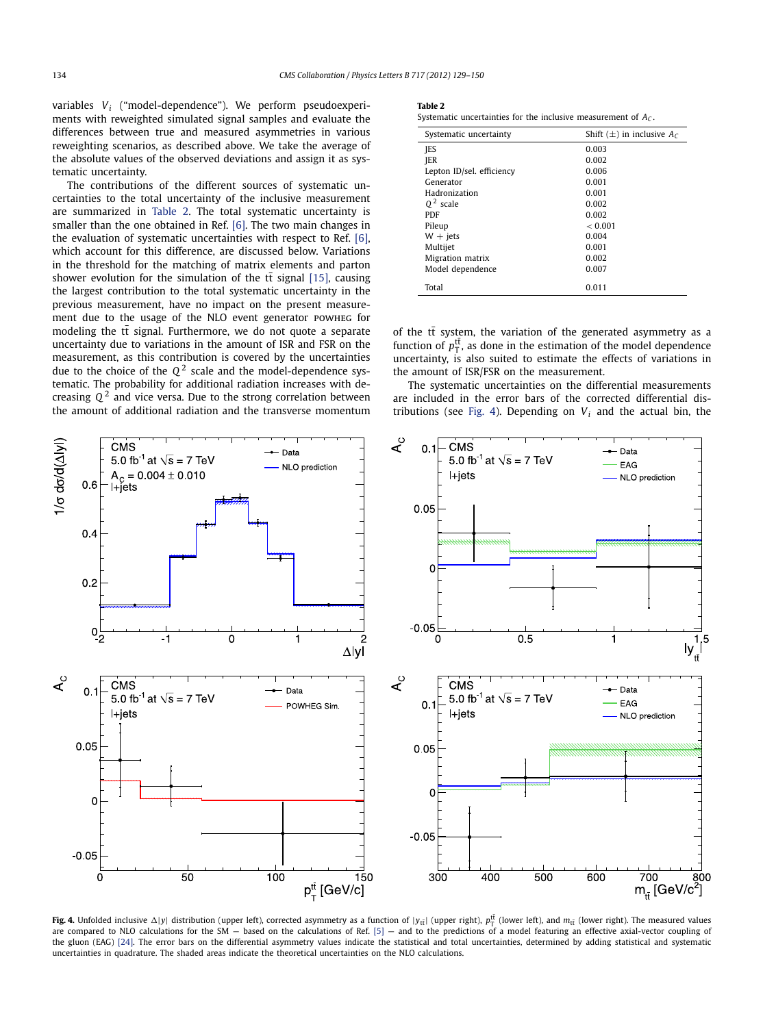variables $V_i$ ("model-dependence"). We perform pseudoexperiments with reweighted simulated signal samples and evaluate the differences between true and measured asymmetries in various reweighting scenarios, as described above. We take the average of the absolute values of the observed deviations and assign it as systematic uncertainty.

The contributions of the different sources of systematic uncertainties to the total uncertainty of the inclusive measurement are summarized in Table 2. The total systematic uncertainty is smaller than the one obtained in Ref. [6]. The two main changes in the evaluation of systematic uncertainties with respect to Ref. [6], which account for this difference, are discussed below. Variations in the threshold for the matching of matrix elements and parton shower evolution for the simulation of the $t\bar{t}$ signal [15], causing the largest contribution to the total systematic uncertainty in the previous measurement, have no impact on the present measurement due to the usage of the NLO event generator POWHEG for modeling the $t\bar{t}$ signal. Furthermore, we do not quote a separate uncertainty due to variations in the amount of ISR and FSR on the measurement, as this contribution is covered by the uncertainties due to the choice of the $Q^2$ scale and the model-dependence systematic. The probability for additional radiation increases with decreasing $Q^2$ and vice versa. Due to the strong correlation between the amount of additional radiation and the transverse momentum of the $t\bar{t}$ system, the variation of the generated asymmetry as a function of $p_T^{t\bar{t}}$, as done in the estimation of the model dependence uncertainty, is also suited to estimate the effects of variations in the amount of ISR/FSR on the measurement.

The systematic uncertainties on the differential measurements are included in the error bars of the corrected differential distributions (see Fig. 4). Depending on $V_i$ and the actual bin, the

**Table 2**
Systematic uncertainties for the inclusive measurement of $A_C$.

| Systematic uncertainty | Shift (±) in inclusive $A_C$ |
|---|---|
| JES | 0.003 |
| JER | 0.002 |
| Lepton ID/sel. efficiency | 0.006 |
| Generator | 0.001 |
| Hadronization | 0.001 |
| $Q^2$ scale | 0.002 |
| PDF | 0.002 |
| Pileup | < 0.001 |
| W + jets | 0.004 |
| Multijet | 0.001 |
| Migration matrix | 0.002 |
| Model dependence | 0.007 |
| Total | 0.011 |

**Fig. 4.** Unfolded inclusive $\Delta|y|$ distribution (upper left), corrected asymmetry as a function of $|y_{t\bar{t}}|$ (upper right), $p_T^{t\bar{t}}$ (lower left), and $m_{t\bar{t}}$ (lower right). The measured values are compared to NLO calculations for the SM — based on the calculations of Ref. [5] — and to the predictions of a model featuring an effective axial-vector coupling of the gluon (EAG) [24]. The error bars on the differential asymmetry values indicate the statistical and total uncertainties, determined by adding statistical and systematic uncertainties in quadrature. The shaded areas indicate the theoretical uncertainties on the NLO calculations.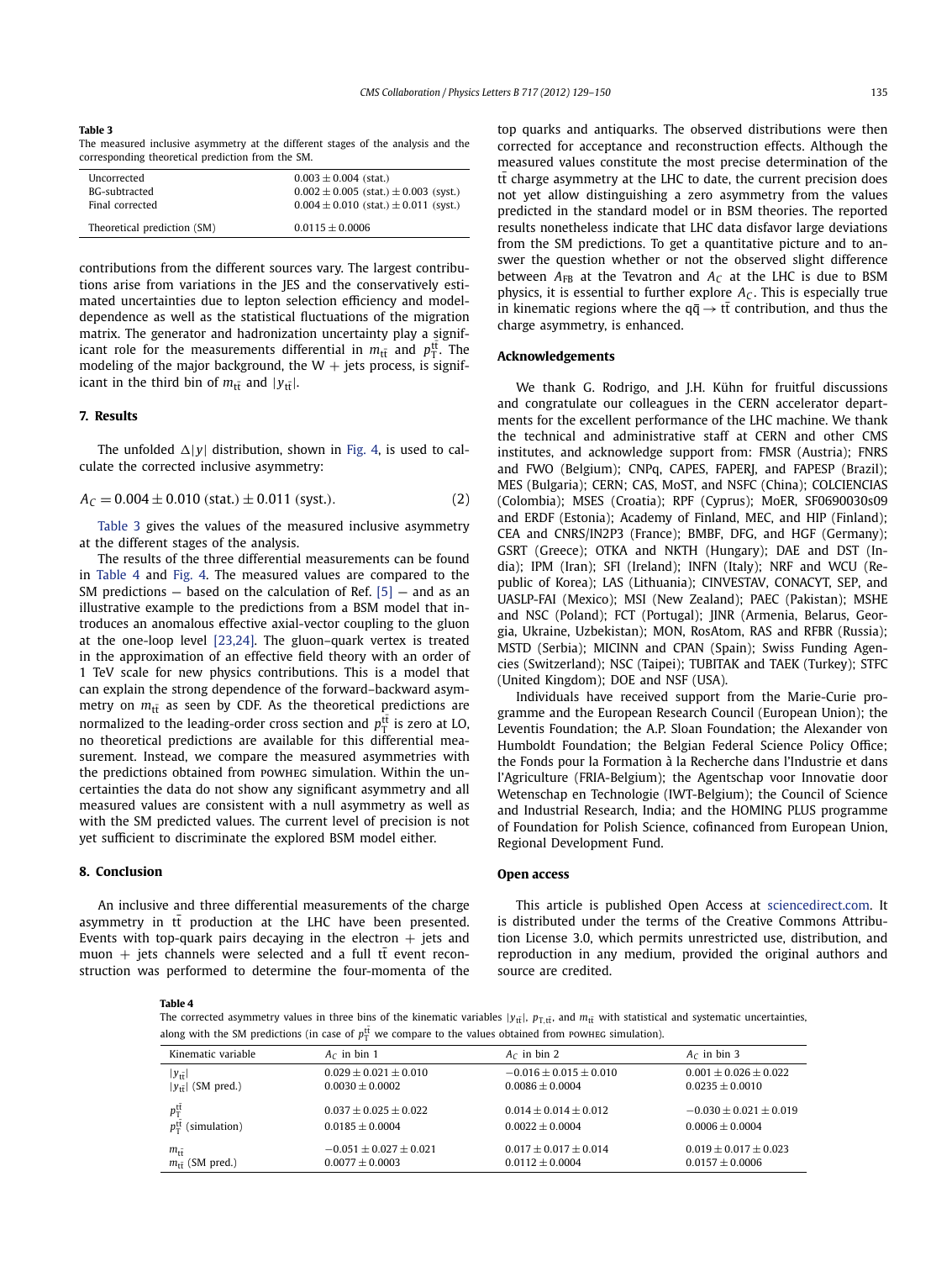**Table 3**
The measured inclusive asymmetry at the different stages of the analysis and the corresponding theoretical prediction from the SM.

| | |
|---|---|
| Uncorrected | $0.003 \pm 0.004$ (stat.) |
| BG-subtracted | $0.002 \pm 0.005$ (stat.) $\pm$ 0.003 (syst.) |
| Final corrected | $0.004 \pm 0.010$ (stat.) $\pm$ 0.011 (syst.) |
| Theoretical prediction (SM) | $0.0115 \pm 0.0006$ |

contributions from the different sources vary. The largest contributions arise from variations in the JES and the conservatively estimated uncertainties due to lepton selection efficiency and model-dependence as well as the statistical fluctuations of the migration matrix. The generator and hadronization uncertainty play a significant role for the measurements differential in $m_{t\bar{t}}$ and $p_T^{t\bar{t}}$. The modeling of the major background, the W + jets process, is significant in the third bin of $m_{t\bar{t}}$ and $|y_{t\bar{t}}|$.

## 7. Results

The unfolded $\Delta|y|$ distribution, shown in Fig. 4, is used to calculate the corrected inclusive asymmetry:

$$A_C = 0.004 \pm 0.010 \text{ (stat.)} \pm 0.011 \text{ (syst.)}. \tag{2}$$

Table 3 gives the values of the measured inclusive asymmetry at the different stages of the analysis.

The results of the three differential measurements can be found in Table 4 and Fig. 4. The measured values are compared to the SM predictions — based on the calculation of Ref. [5] — and as an illustrative example to the predictions from a BSM model that introduces an anomalous effective axial-vector coupling to the gluon at the one-loop level [23,24]. The gluon–quark vertex is treated in the approximation of an effective field theory with an order of 1 TeV scale for new physics contributions. This is a model that can explain the strong dependence of the forward–backward asymmetry on $m_{t\bar{t}}$ as seen by CDF. As the theoretical predictions are normalized to the leading-order cross section and $p_T^{t\bar{t}}$ is zero at LO, no theoretical predictions are available for this differential measurement. Instead, we compare the measured asymmetries with the predictions obtained from POWHEG simulation. Within the uncertainties the data do not show any significant asymmetry and all measured values are consistent with a null asymmetry as well as with the SM predicted values. The current level of precision is not yet sufficient to discriminate the explored BSM model either.

## 8. Conclusion

An inclusive and three differential measurements of the charge asymmetry in $t\bar{t}$ production at the LHC have been presented. Events with top-quark pairs decaying in the electron + jets and muon + jets channels were selected and a full $t\bar{t}$ event reconstruction was performed to determine the four-momenta of the top quarks and antiquarks. The observed distributions were then corrected for acceptance and reconstruction effects. Although the measured values constitute the most precise determination of the $t\bar{t}$ charge asymmetry at the LHC to date, the current precision does not yet allow distinguishing a zero asymmetry from the values predicted in the standard model or in BSM theories. The reported results nonetheless indicate that LHC data disfavor large deviations from the SM predictions. To get a quantitative picture and to answer the question whether or not the observed slight difference between $A_{FB}$ at the Tevatron and $A_C$ at the LHC is due to BSM physics, it is essential to further explore $A_C$. This is especially true in kinematic regions where the $q\bar{q} \to t\bar{t}$ contribution, and thus the charge asymmetry, is enhanced.

## Acknowledgements

We thank G. Rodrigo, and J.H. Kühn for fruitful discussions and congratulate our colleagues in the CERN accelerator departments for the excellent performance of the LHC machine. We thank the technical and administrative staff at CERN and other CMS institutes, and acknowledge support from: FMSR (Austria); FNRS and FWO (Belgium); CNPq, CAPES, FAPERJ, and FAPESP (Brazil); MES (Bulgaria); CERN; CAS, MoST, and NSFC (China); COLCIENCIAS (Colombia); MSES (Croatia); RPF (Cyprus); MoER, SF0690030s09 and ERDF (Estonia); Academy of Finland, MEC, and HIP (Finland); CEA and CNRS/IN2P3 (France); BMBF, DFG, and HGF (Germany); GSRT (Greece); OTKA and NKTH (Hungary); DAE and DST (India); IPM (Iran); SFI (Ireland); INFN (Italy); NRF and WCU (Republic of Korea); LAS (Lithuania); CINVESTAV, CONACYT, SEP, and UASLP-FAI (Mexico); MSI (New Zealand); PAEC (Pakistan); MSHE and NSC (Poland); FCT (Portugal); JINR (Armenia, Belarus, Georgia, Ukraine, Uzbekistan); MON, RosAtom, RAS and RFBR (Russia); MSTD (Serbia); MICINN and CPAN (Spain); Swiss Funding Agencies (Switzerland); NSC (Taipei); TUBITAK and TAEK (Turkey); STFC (United Kingdom); DOE and NSF (USA).

Individuals have received support from the Marie-Curie programme and the European Research Council (European Union); the Leventis Foundation; the A.P. Sloan Foundation; the Alexander von Humboldt Foundation; the Belgian Federal Science Policy Office; the Fonds pour la Formation à la Recherche dans l'Industrie et dans l'Agriculture (FRIA-Belgium); the Agentschap voor Innovatie door Wetenschap en Technologie (IWT-Belgium); the Council of Science and Industrial Research, India; and the HOMING PLUS programme of Foundation for Polish Science, cofinanced from European Union, Regional Development Fund.

## Open access

This article is published Open Access at sciencedirect.com. It is distributed under the terms of the Creative Commons Attribution License 3.0, which permits unrestricted use, distribution, and reproduction in any medium, provided the original authors and source are credited.

**Table 4**
The corrected asymmetry values in three bins of the kinematic variables $|y_{t\bar{t}}|$, $p_{T,t\bar{t}}$, and $m_{t\bar{t}}$ with statistical and systematic uncertainties, along with the SM predictions (in case of $p_T^{t\bar{t}}$ we compare to the values obtained from POWHEG simulation).

| Kinematic variable | $A_C$ in bin 1 | $A_C$ in bin 2 | $A_C$ in bin 3 |
|---|---|---|---|
| $\lvert y_{t\bar{t}}\rvert$ | $0.029 \pm 0.021 \pm 0.010$ | $-0.016 \pm 0.015 \pm 0.010$ | $0.001 \pm 0.026 \pm 0.022$ |
| $\lvert y_{t\bar{t}}\rvert$ (SM pred.) | $0.0030 \pm 0.0002$ | $0.0086 \pm 0.0004$ | $0.0235 \pm 0.0010$ |
| $p_T^{t\bar{t}}$ | $0.037 \pm 0.025 \pm 0.022$ | $0.014 \pm 0.014 \pm 0.012$ | $-0.030 \pm 0.021 \pm 0.019$ |
| $p_T^{t\bar{t}}$ (simulation) | $0.0185 \pm 0.0004$ | $0.0022 \pm 0.0004$ | $0.0006 \pm 0.0004$ |
| $m_{t\bar{t}}$ | $-0.051 \pm 0.027 \pm 0.021$ | $0.017 \pm 0.017 \pm 0.014$ | $0.019 \pm 0.017 \pm 0.023$ |
| $m_{t\bar{t}}$ (SM pred.) | $0.0077 \pm 0.0003$ | $0.0112 \pm 0.0004$ | $0.0157 \pm 0.0006$ |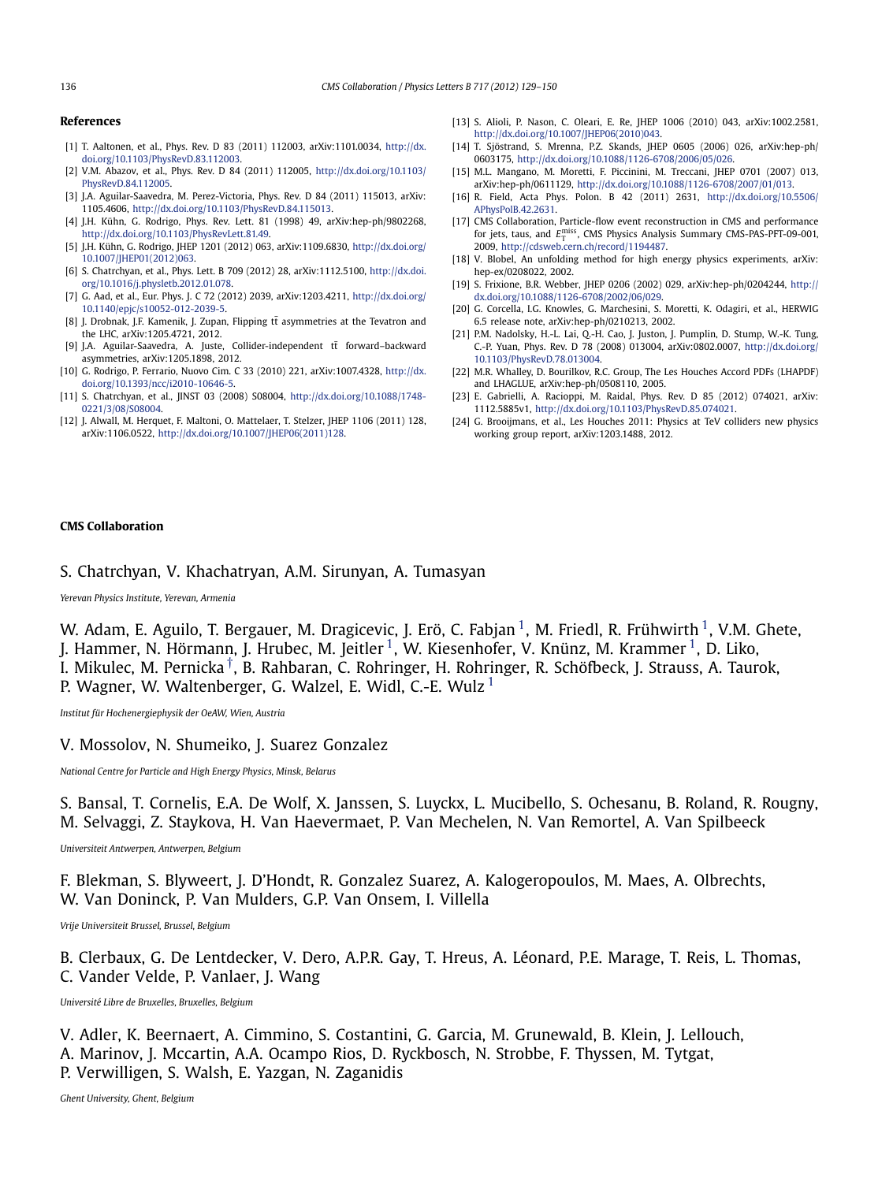## References

[1] T. Aaltonen, et al., Phys. Rev. D 83 (2011) 112003, arXiv:1101.0034, http://dx.doi.org/10.1103/PhysRevD.83.112003.

[2] V.M. Abazov, et al., Phys. Rev. D 84 (2011) 112005, http://dx.doi.org/10.1103/PhysRevD.84.112005.

[3] J.A. Aguilar-Saavedra, M. Perez-Victoria, Phys. Rev. D 84 (2011) 115013, arXiv:1105.4606, http://dx.doi.org/10.1103/PhysRevD.84.115013.

[4] J.H. Kühn, G. Rodrigo, Phys. Rev. Lett. 81 (1998) 49, arXiv:hep-ph/9802268, http://dx.doi.org/10.1103/PhysRevLett.81.49.

[5] J.H. Kühn, G. Rodrigo, JHEP 1201 (2012) 063, arXiv:1109.6830, http://dx.doi.org/10.1007/JHEP01(2012)063.

[6] S. Chatrchyan, et al., Phys. Lett. B 709 (2012) 28, arXiv:1112.5100, http://dx.doi.org/10.1016/j.physletb.2012.01.078.

[7] G. Aad, et al., Eur. Phys. J. C 72 (2012) 2039, arXiv:1203.4211, http://dx.doi.org/10.1140/epjc/s10052-012-2039-5.

[8] J. Drobnak, J.F. Kamenik, J. Zupan, Flipping $t\bar{t}$ asymmetries at the Tevatron and the LHC, arXiv:1205.4721, 2012.

[9] J.A. Aguilar-Saavedra, A. Juste, Collider-independent $t\bar{t}$ forward–backward asymmetries, arXiv:1205.1898, 2012.

[10] G. Rodrigo, P. Ferrario, Nuovo Cim. C 33 (2010) 221, arXiv:1007.4328, http://dx.doi.org/10.1393/ncc/i2010-10646-5.

[11] S. Chatrchyan, et al., JINST 03 (2008) S08004, http://dx.doi.org/10.1088/1748-0221/3/08/S08004.

[12] J. Alwall, M. Herquet, F. Maltoni, O. Mattelaer, T. Stelzer, JHEP 1106 (2011) 128, arXiv:1106.0522, http://dx.doi.org/10.1007/JHEP06(2011)128.

[13] S. Alioli, P. Nason, C. Oleari, E. Re, JHEP 1006 (2010) 043, arXiv:1002.2581, http://dx.doi.org/10.1007/JHEP06(2010)043.

[14] T. Sjöstrand, S. Mrenna, P.Z. Skands, JHEP 0605 (2006) 026, arXiv:hep-ph/0603175, http://dx.doi.org/10.1088/1126-6708/2006/05/026.

[15] M.L. Mangano, M. Moretti, F. Piccinini, M. Treccani, JHEP 0701 (2007) 013, arXiv:hep-ph/0611129, http://dx.doi.org/10.1088/1126-6708/2007/01/013.

[16] R. Field, Acta Phys. Polon. B 42 (2011) 2631, http://dx.doi.org/10.5506/APhysPolB.42.2631.

[17] CMS Collaboration, Particle-flow event reconstruction in CMS and performance for jets, taus, and $E_T^{miss}$, CMS Physics Analysis Summary CMS-PAS-PFT-09-001, 2009, http://cdsweb.cern.ch/record/1194487.

[18] V. Blobel, An unfolding method for high energy physics experiments, arXiv:hep-ex/0208022, 2002.

[19] S. Frixione, B.R. Webber, JHEP 0206 (2002) 029, arXiv:hep-ph/0204244, http://dx.doi.org/10.1088/1126-6708/2002/06/029.

[20] G. Corcella, I.G. Knowles, G. Marchesini, S. Moretti, K. Odagiri, et al., HERWIG 6.5 release note, arXiv:hep-ph/0210213, 2002.

[21] P.M. Nadolsky, H.-L. Lai, Q.-H. Cao, J. Huston, J. Pumplin, D. Stump, W.-K. Tung, C.-P. Yuan, Phys. Rev. D 78 (2008) 013004, arXiv:0802.0007, http://dx.doi.org/10.1103/PhysRevD.78.013004.

[22] M.R. Whalley, D. Bourilkov, R.C. Group, The Les Houches Accord PDFs (LHAPDF) and LHAGLUE, arXiv:hep-ph/0508110, 2005.

[23] E. Gabrielli, A. Racioppi, M. Raidal, Phys. Rev. D 85 (2012) 074021, arXiv:1112.5885v1, http://dx.doi.org/10.1103/PhysRevD.85.074021.

[24] G. Brooijmans, et al., Les Houches 2011: Physics at TeV colliders new physics working group report, arXiv:1203.1488, 2012.

## CMS Collaboration

S. Chatrchyan, V. Khachatryan, A.M. Sirunyan, A. Tumasyan

*Yerevan Physics Institute, Yerevan, Armenia*

W. Adam, E. Aguilo, T. Bergauer, M. Dragicevic, J. Erö, C. Fabjan [1], M. Friedl, R. Frühwirth [1], V.M. Ghete, J. Hammer, N. Hörmann, J. Hrubec, M. Jeitler [1], W. Kiesenhofer, V. Knünz, M. Krammer [1], D. Liko, I. Mikulec, M. Pernicka [†], B. Rahbaran, C. Rohringer, H. Rohringer, R. Schöfbeck, J. Strauss, A. Taurok, P. Wagner, W. Waltenberger, G. Walzel, E. Widl, C.-E. Wulz [1]

*Institut für Hochenergiephysik der OeAW, Wien, Austria*

V. Mossolov, N. Shumeiko, J. Suarez Gonzalez

*National Centre for Particle and High Energy Physics, Minsk, Belarus*

S. Bansal, T. Cornelis, E.A. De Wolf, X. Janssen, S. Luyckx, L. Mucibello, S. Ochesanu, B. Roland, R. Rougny, M. Selvaggi, Z. Staykova, H. Van Haevermaet, P. Van Mechelen, N. Van Remortel, A. Van Spilbeeck

*Universiteit Antwerpen, Antwerpen, Belgium*

F. Blekman, S. Blyweert, J. D'Hondt, R. Gonzalez Suarez, A. Kalogeropoulos, M. Maes, A. Olbrechts, W. Van Doninck, P. Van Mulders, G.P. Van Onsem, I. Villella

*Vrije Universiteit Brussel, Brussel, Belgium*

B. Clerbaux, G. De Lentdecker, V. Dero, A.P.R. Gay, T. Hreus, A. Léonard, P.E. Marage, T. Reis, L. Thomas, C. Vander Velde, P. Vanlaer, J. Wang

*Université Libre de Bruxelles, Bruxelles, Belgium*

V. Adler, K. Beernaert, A. Cimmino, S. Costantini, G. Garcia, M. Grunewald, B. Klein, J. Lellouch, A. Marinov, J. Mccartin, A.A. Ocampo Rios, D. Ryckbosch, N. Strobbe, F. Thyssen, M. Tytgat, P. Verwilligen, S. Walsh, E. Yazgan, N. Zaganidis

*Ghent University, Ghent, Belgium*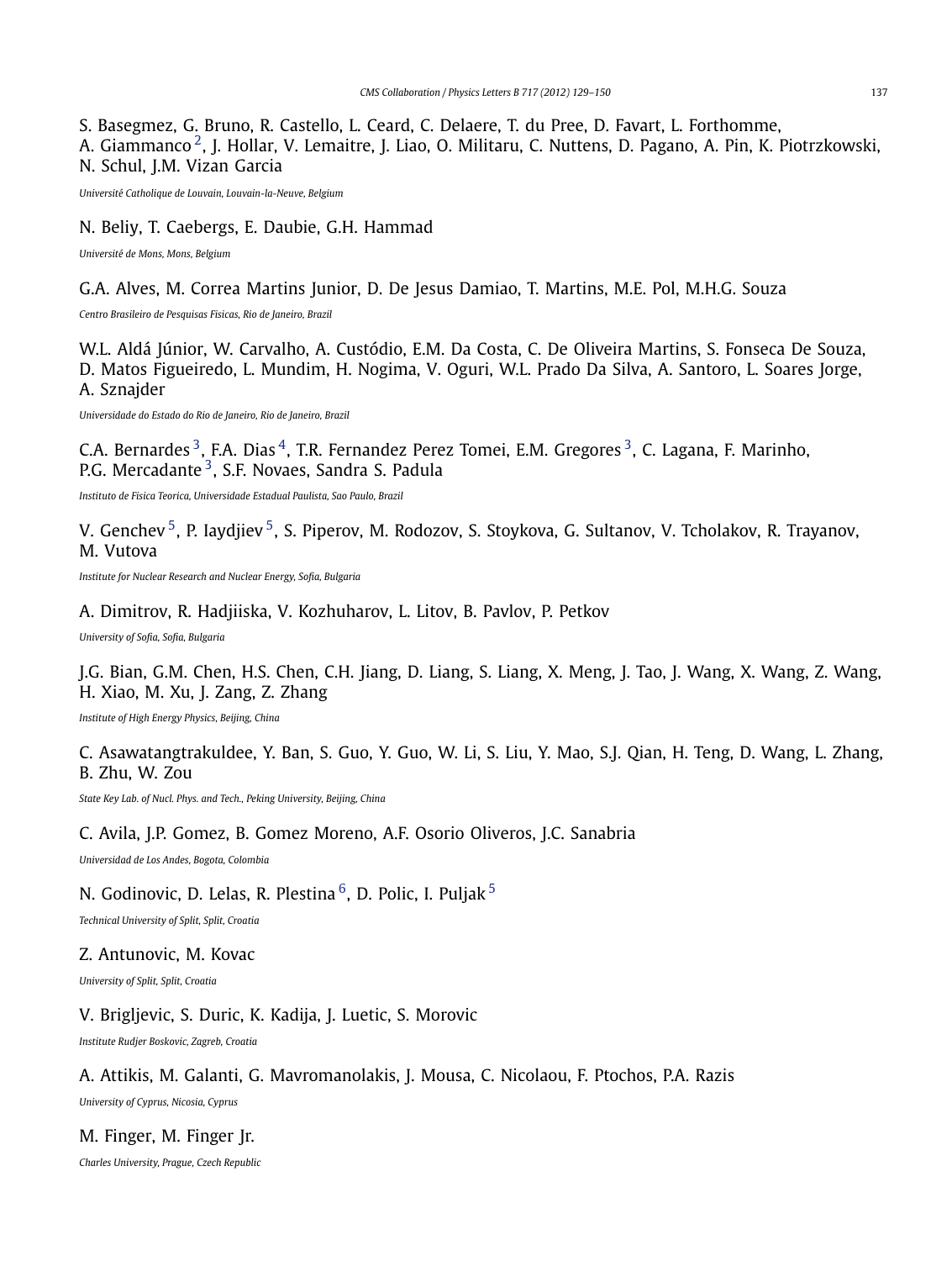S. Basegmez, G. Bruno, R. Castello, L. Ceard, C. Delaere, T. du Pree, D. Favart, L. Forthomme, A. Giammanco [2], J. Hollar, V. Lemaitre, J. Liao, O. Militaru, C. Nuttens, D. Pagano, A. Pin, K. Piotrzkowski, N. Schul, J.M. Vizan Garcia

*Université Catholique de Louvain, Louvain-la-Neuve, Belgium*

N. Beliy, T. Caebergs, E. Daubie, G.H. Hammad

*Université de Mons, Mons, Belgium*

G.A. Alves, M. Correa Martins Junior, D. De Jesus Damiao, T. Martins, M.E. Pol, M.H.G. Souza

*Centro Brasileiro de Pesquisas Fisicas, Rio de Janeiro, Brazil*

W.L. Aldá Júnior, W. Carvalho, A. Custódio, E.M. Da Costa, C. De Oliveira Martins, S. Fonseca De Souza, D. Matos Figueiredo, L. Mundim, H. Nogima, V. Oguri, W.L. Prado Da Silva, A. Santoro, L. Soares Jorge, A. Sznajder

*Universidade do Estado do Rio de Janeiro, Rio de Janeiro, Brazil*

C.A. Bernardes [3], F.A. Dias [4], T.R. Fernandez Perez Tomei, E.M. Gregores [3], C. Lagana, F. Marinho, P.G. Mercadante [3], S.F. Novaes, Sandra S. Padula

*Instituto de Fisica Teorica, Universidade Estadual Paulista, Sao Paulo, Brazil*

V. Genchev [5], P. Iaydjiev [5], S. Piperov, M. Rodozov, S. Stoykova, G. Sultanov, V. Tcholakov, R. Trayanov, M. Vutova

*Institute for Nuclear Research and Nuclear Energy, Sofia, Bulgaria*

A. Dimitrov, R. Hadjiiska, V. Kozhuharov, L. Litov, B. Pavlov, P. Petkov

*University of Sofia, Sofia, Bulgaria*

J.G. Bian, G.M. Chen, H.S. Chen, C.H. Jiang, D. Liang, S. Liang, X. Meng, J. Tao, J. Wang, X. Wang, Z. Wang, H. Xiao, M. Xu, J. Zang, Z. Zhang

*Institute of High Energy Physics, Beijing, China*

C. Asawatangtrakuldee, Y. Ban, S. Guo, Y. Guo, W. Li, S. Liu, Y. Mao, S.J. Qian, H. Teng, D. Wang, L. Zhang, B. Zhu, W. Zou

*State Key Lab. of Nucl. Phys. and Tech., Peking University, Beijing, China*

C. Avila, J.P. Gomez, B. Gomez Moreno, A.F. Osorio Oliveros, J.C. Sanabria

*Universidad de Los Andes, Bogota, Colombia*

N. Godinovic, D. Lelas, R. Plestina [6], D. Polic, I. Puljak [5]

*Technical University of Split, Split, Croatia*

Z. Antunovic, M. Kovac

*University of Split, Split, Croatia*

V. Brigljevic, S. Duric, K. Kadija, J. Luetic, S. Morovic

*Institute Rudjer Boskovic, Zagreb, Croatia*

A. Attikis, M. Galanti, G. Mavromanolakis, J. Mousa, C. Nicolaou, F. Ptochos, P.A. Razis

*University of Cyprus, Nicosia, Cyprus*

M. Finger, M. Finger Jr.

*Charles University, Prague, Czech Republic*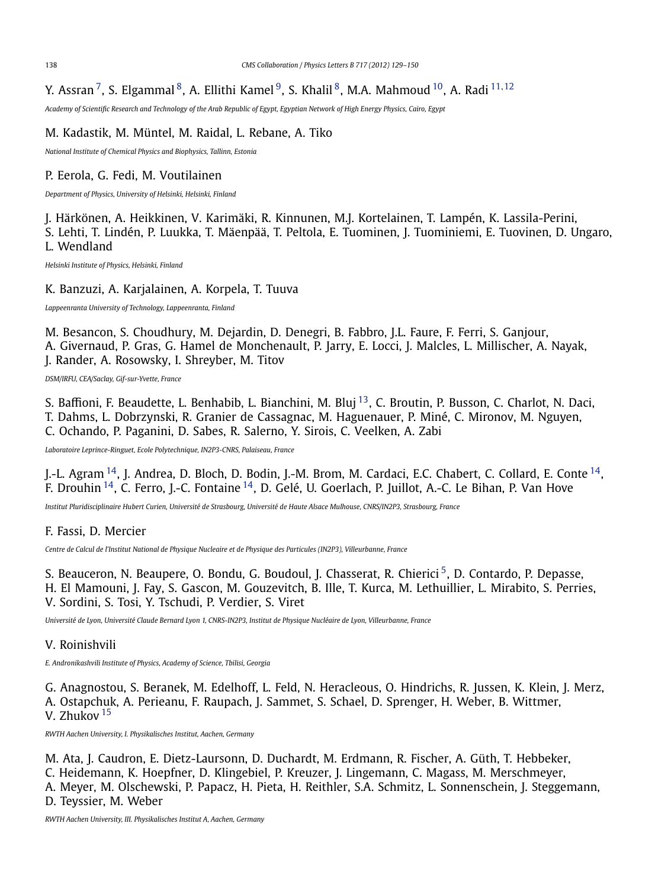Y. Assran [7], S. Elgammal [8], A. Ellithi Kamel [9], S. Khalil [8], M.A. Mahmoud [10], A. Radi [11,12]

*Academy of Scientific Research and Technology of the Arab Republic of Egypt, Egyptian Network of High Energy Physics, Cairo, Egypt*

M. Kadastik, M. Müntel, M. Raidal, L. Rebane, A. Tiko

*National Institute of Chemical Physics and Biophysics, Tallinn, Estonia*

P. Eerola, G. Fedi, M. Voutilainen

*Department of Physics, University of Helsinki, Helsinki, Finland*

J. Härkönen, A. Heikkinen, V. Karimäki, R. Kinnunen, M.J. Kortelainen, T. Lampén, K. Lassila-Perini, S. Lehti, T. Lindén, P. Luukka, T. Mäenpää, T. Peltola, E. Tuominen, J. Tuominiemi, E. Tuovinen, D. Ungaro, L. Wendland

*Helsinki Institute of Physics, Helsinki, Finland*

K. Banzuzi, A. Karjalainen, A. Korpela, T. Tuuva

*Lappeenranta University of Technology, Lappeenranta, Finland*

M. Besancon, S. Choudhury, M. Dejardin, D. Denegri, B. Fabbro, J.L. Faure, F. Ferri, S. Ganjour, A. Givernaud, P. Gras, G. Hamel de Monchenault, P. Jarry, E. Locci, J. Malcles, L. Millischer, A. Nayak, J. Rander, A. Rosowsky, I. Shreyber, M. Titov

*DSM/IRFU, CEA/Saclay, Gif-sur-Yvette, France*

S. Baffioni, F. Beaudette, L. Benhabib, L. Bianchini, M. Bluj [13], C. Broutin, P. Busson, C. Charlot, N. Daci, T. Dahms, L. Dobrzynski, R. Granier de Cassagnac, M. Haguenauer, P. Miné, C. Mironov, M. Nguyen, C. Ochando, P. Paganini, D. Sabes, R. Salerno, Y. Sirois, C. Veelken, A. Zabi

*Laboratoire Leprince-Ringuet, Ecole Polytechnique, IN2P3-CNRS, Palaiseau, France*

J.-L. Agram [14], J. Andrea, D. Bloch, D. Bodin, J.-M. Brom, M. Cardaci, E.C. Chabert, C. Collard, E. Conte [14], F. Drouhin [14], C. Ferro, J.-C. Fontaine [14], D. Gelé, U. Goerlach, P. Juillot, A.-C. Le Bihan, P. Van Hove

*Institut Pluridisciplinaire Hubert Curien, Université de Strasbourg, Université de Haute Alsace Mulhouse, CNRS/IN2P3, Strasbourg, France*

F. Fassi, D. Mercier

*Centre de Calcul de l'Institut National de Physique Nucleaire et de Physique des Particules (IN2P3), Villeurbanne, France*

S. Beauceron, N. Beaupere, O. Bondu, G. Boudoul, J. Chasserat, R. Chierici [5], D. Contardo, P. Depasse, H. El Mamouni, J. Fay, S. Gascon, M. Gouzevitch, B. Ille, T. Kurca, M. Lethuillier, L. Mirabito, S. Perries, V. Sordini, S. Tosi, Y. Tschudi, P. Verdier, S. Viret

*Université de Lyon, Université Claude Bernard Lyon 1, CNRS-IN2P3, Institut de Physique Nucléaire de Lyon, Villeurbanne, France*

V. Roinishvili

*E. Andronikashvili Institute of Physics, Academy of Science, Tbilisi, Georgia*

G. Anagnostou, S. Beranek, M. Edelhoff, L. Feld, N. Heracleous, O. Hindrichs, R. Jussen, K. Klein, J. Merz, A. Ostapchuk, A. Perieanu, F. Raupach, J. Sammet, S. Schael, D. Sprenger, H. Weber, B. Wittmer, V. Zhukov [15]

*RWTH Aachen University, I. Physikalisches Institut, Aachen, Germany*

M. Ata, J. Caudron, E. Dietz-Laursonn, D. Duchardt, M. Erdmann, R. Fischer, A. Güth, T. Hebbeker, C. Heidemann, K. Hoepfner, D. Klingebiel, P. Kreuzer, J. Lingemann, C. Magass, M. Merschmeyer, A. Meyer, M. Olschewski, P. Papacz, H. Pieta, H. Reithler, S.A. Schmitz, L. Sonnenschein, J. Steggemann, D. Teyssier, M. Weber

*RWTH Aachen University, III. Physikalisches Institut A, Aachen, Germany*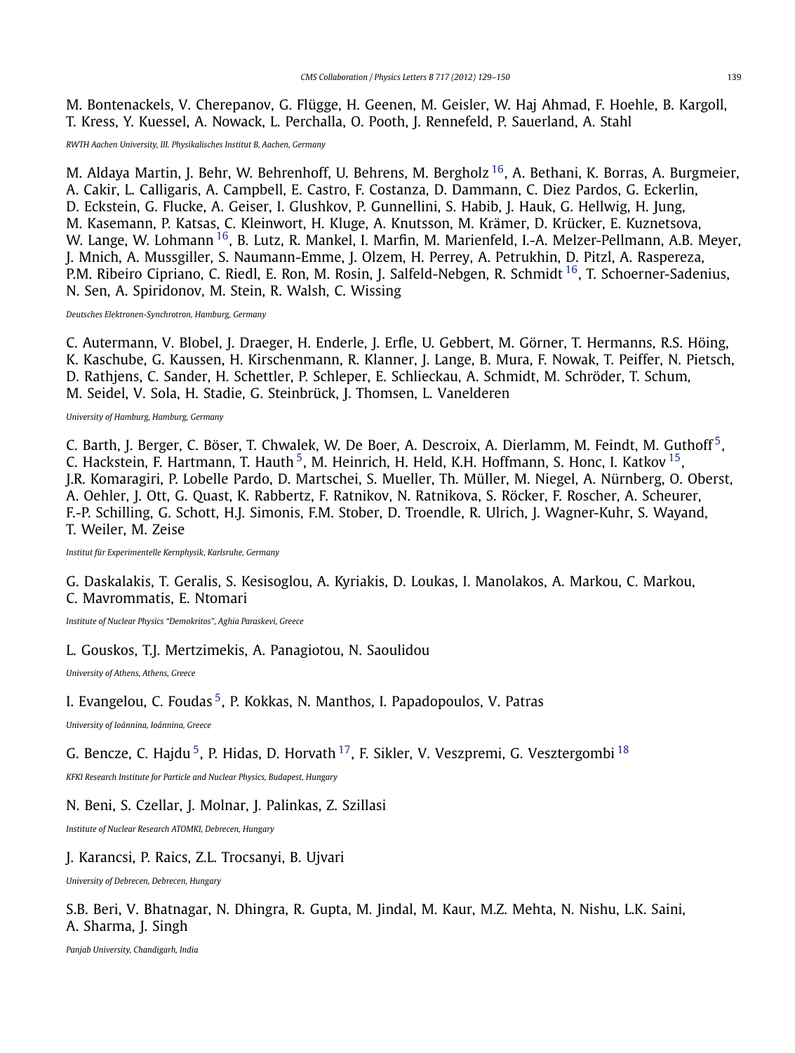M. Bontenackels, V. Cherepanov, G. Flügge, H. Geenen, M. Geisler, W. Haj Ahmad, F. Hoehle, B. Kargoll, T. Kress, Y. Kuessel, A. Nowack, L. Perchalla, O. Pooth, J. Rennefeld, P. Sauerland, A. Stahl

*RWTH Aachen University, III. Physikalisches Institut B, Aachen, Germany*

M. Aldaya Martin, J. Behr, W. Behrenhoff, U. Behrens, M. Bergholz [16], A. Bethani, K. Borras, A. Burgmeier, A. Cakir, L. Calligaris, A. Campbell, E. Castro, F. Costanza, D. Dammann, C. Diez Pardos, G. Eckerlin, D. Eckstein, G. Flucke, A. Geiser, I. Glushkov, P. Gunnellini, S. Habib, J. Hauk, G. Hellwig, H. Jung, M. Kasemann, P. Katsas, C. Kleinwort, H. Kluge, A. Knutsson, M. Krämer, D. Krücker, E. Kuznetsova, W. Lange, W. Lohmann [16], B. Lutz, R. Mankel, I. Marfin, M. Marienfeld, I.-A. Melzer-Pellmann, A.B. Meyer, J. Mnich, A. Mussgiller, S. Naumann-Emme, J. Olzem, H. Perrey, A. Petrukhin, D. Pitzl, A. Raspereza, P.M. Ribeiro Cipriano, C. Riedl, E. Ron, M. Rosin, J. Salfeld-Nebgen, R. Schmidt [16], T. Schoerner-Sadenius, N. Sen, A. Spiridonov, M. Stein, R. Walsh, C. Wissing

*Deutsches Elektronen-Synchrotron, Hamburg, Germany*

C. Autermann, V. Blobel, J. Draeger, H. Enderle, J. Erfle, U. Gebbert, M. Görner, T. Hermanns, R.S. Höing, K. Kaschube, G. Kaussen, H. Kirschenmann, R. Klanner, J. Lange, B. Mura, F. Nowak, T. Peiffer, N. Pietsch, D. Rathjens, C. Sander, H. Schettler, P. Schleper, E. Schlieckau, A. Schmidt, M. Schröder, T. Schum, M. Seidel, V. Sola, H. Stadie, G. Steinbrück, J. Thomsen, L. Vanelderen

*University of Hamburg, Hamburg, Germany*

C. Barth, J. Berger, C. Böser, T. Chwalek, W. De Boer, A. Descroix, A. Dierlamm, M. Feindt, M. Guthoff [5], C. Hackstein, F. Hartmann, T. Hauth [5], M. Heinrich, H. Held, K.H. Hoffmann, S. Honc, I. Katkov [15], J.R. Komaragiri, P. Lobelle Pardo, D. Martschei, S. Mueller, Th. Müller, M. Niegel, A. Nürnberg, O. Oberst, A. Oehler, J. Ott, G. Quast, K. Rabbertz, F. Ratnikov, N. Ratnikova, S. Röcker, F. Roscher, A. Scheurer, F.-P. Schilling, G. Schott, H.J. Simonis, F.M. Stober, D. Troendle, R. Ulrich, J. Wagner-Kuhr, S. Wayand, T. Weiler, M. Zeise

*Institut für Experimentelle Kernphysik, Karlsruhe, Germany*

G. Daskalakis, T. Geralis, S. Kesisoglou, A. Kyriakis, D. Loukas, I. Manolakos, A. Markou, C. Markou, C. Mavrommatis, E. Ntomari

*Institute of Nuclear Physics "Demokritos", Aghia Paraskevi, Greece*

L. Gouskos, T.J. Mertzimekis, A. Panagiotou, N. Saoulidou

*University of Athens, Athens, Greece*

I. Evangelou, C. Foudas [5], P. Kokkas, N. Manthos, I. Papadopoulos, V. Patras

*University of Ioánnina, Ioánnina, Greece*

G. Bencze, C. Hajdu [5], P. Hidas, D. Horvath [17], F. Sikler, V. Veszpremi, G. Vesztergombi [18]

*KFKI Research Institute for Particle and Nuclear Physics, Budapest, Hungary*

N. Beni, S. Czellar, J. Molnar, J. Palinkas, Z. Szillasi

*Institute of Nuclear Research ATOMKI, Debrecen, Hungary*

J. Karancsi, P. Raics, Z.L. Trocsanyi, B. Ujvari

*University of Debrecen, Debrecen, Hungary*

S.B. Beri, V. Bhatnagar, N. Dhingra, R. Gupta, M. Jindal, M. Kaur, M.Z. Mehta, N. Nishu, L.K. Saini, A. Sharma, J. Singh

*Panjab University, Chandigarh, India*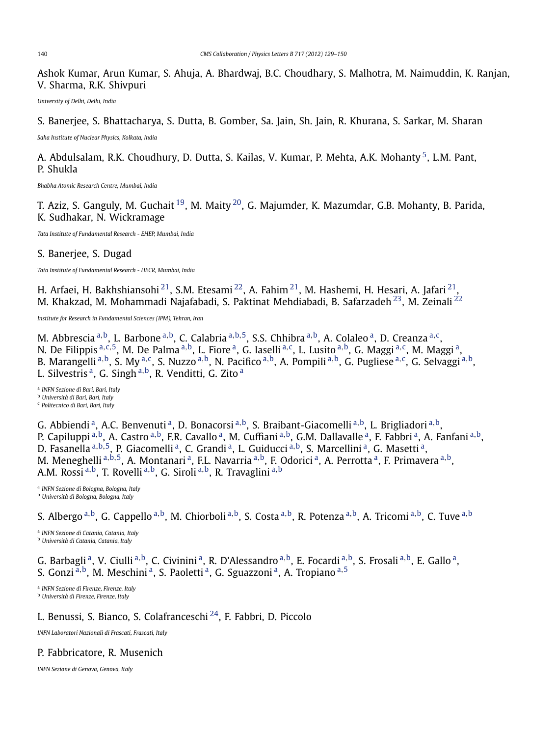Ashok Kumar, Arun Kumar, S. Ahuja, A. Bhardwaj, B.C. Choudhary, S. Malhotra, M. Naimuddin, K. Ranjan, V. Sharma, R.K. Shivpuri

*University of Delhi, Delhi, India*

S. Banerjee, S. Bhattacharya, S. Dutta, B. Gomber, Sa. Jain, Sh. Jain, R. Khurana, S. Sarkar, M. Sharan

*Saha Institute of Nuclear Physics, Kolkata, India*

A. Abdulsalam, R.K. Choudhury, D. Dutta, S. Kailas, V. Kumar, P. Mehta, A.K. Mohanty [5], L.M. Pant, P. Shukla

*Bhabha Atomic Research Centre, Mumbai, India*

T. Aziz, S. Ganguly, M. Guchait [19], M. Maity [20], G. Majumder, K. Mazumdar, G.B. Mohanty, B. Parida, K. Sudhakar, N. Wickramage

*Tata Institute of Fundamental Research - EHEP, Mumbai, India*

S. Banerjee, S. Dugad

*Tata Institute of Fundamental Research - HECR, Mumbai, India*

H. Arfaei, H. Bakhshiansohi [21], S.M. Etesami [22], A. Fahim [21], M. Hashemi, H. Hesari, A. Jafari [21], M. Khakzad, M. Mohammadi Najafabadi, S. Paktinat Mehdiabadi, B. Safarzadeh [23], M. Zeinali [22]

*Institute for Research in Fundamental Sciences (IPM), Tehran, Iran*

M. Abbrescia [a,b], L. Barbone [a,b], C. Calabria [a,b,5], S.S. Chhibra [a,b], A. Colaleo [a], D. Creanza [a,c], N. De Filippis [a,c,5], M. De Palma [a,b], L. Fiore [a], G. Iaselli [a,c], L. Lusito [a,b], G. Maggi [a,c], M. Maggi [a], B. Marangelli [a,b], S. My [a,c], S. Nuzzo [a,b], N. Pacifico [a,b], A. Pompili [a,b], G. Pugliese [a,c], G. Selvaggi [a,b], L. Silvestris [a], G. Singh [a,b], R. Venditti, G. Zito [a]

[a] *INFN Sezione di Bari, Bari, Italy*
[b] *Università di Bari, Bari, Italy*
[c] *Politecnico di Bari, Bari, Italy*

G. Abbiendi [a], A.C. Benvenuti [a], D. Bonacorsi [a,b], S. Braibant-Giacomelli [a,b], L. Brigliadori [a,b], P. Capiluppi [a,b], A. Castro [a,b], F.R. Cavallo [a], M. Cuffiani [a,b], G.M. Dallavalle [a], F. Fabbri [a], A. Fanfani [a,b], D. Fasanella [a,b,5], P. Giacomelli [a], C. Grandi [a], L. Guiducci [a,b], S. Marcellini [a], G. Masetti [a], M. Meneghelli [a,b,5], A. Montanari [a], F.L. Navarria [a,b], F. Odorici [a], A. Perrotta [a], F. Primavera [a,b], A.M. Rossi [a,b], T. Rovelli [a,b], G. Siroli [a,b], R. Travaglini [a,b]

[a] *INFN Sezione di Bologna, Bologna, Italy*
[b] *Università di Bologna, Bologna, Italy*

S. Albergo [a,b], G. Cappello [a,b], M. Chiorboli [a,b], S. Costa [a,b], R. Potenza [a,b], A. Tricomi [a,b], C. Tuve [a,b]

[a] *INFN Sezione di Catania, Catania, Italy*
[b] *Università di Catania, Catania, Italy*

G. Barbagli [a], V. Ciulli [a,b], C. Civinini [a], R. D'Alessandro [a,b], E. Focardi [a,b], S. Frosali [a,b], E. Gallo [a], S. Gonzi [a,b], M. Meschini [a], S. Paoletti [a], G. Sguazzoni [a], A. Tropiano [a,5]

[a] *INFN Sezione di Firenze, Firenze, Italy*
[b] *Università di Firenze, Firenze, Italy*

L. Benussi, S. Bianco, S. Colafranceschi [24], F. Fabbri, D. Piccolo

*INFN Laboratori Nazionali di Frascati, Frascati, Italy*

P. Fabbricatore, R. Musenich

*INFN Sezione di Genova, Genova, Italy*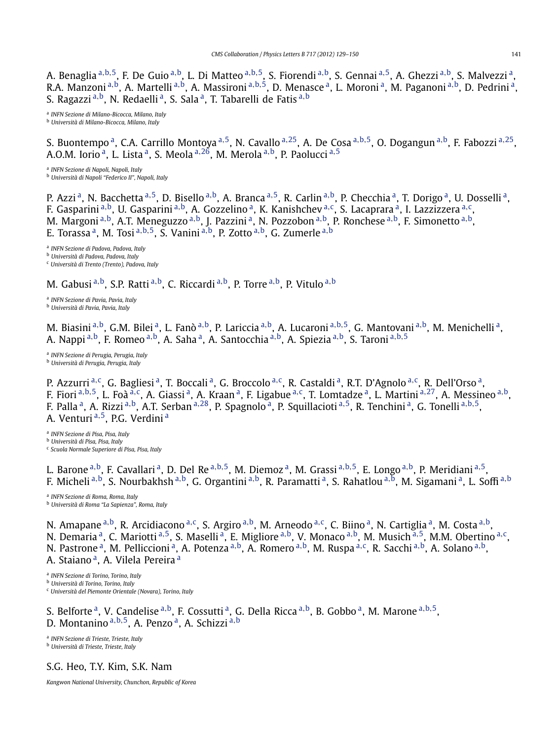A. Benaglia [a,b,5], F. De Guio [a,b], L. Di Matteo [a,b,5], S. Fiorendi [a,b], S. Gennai [a,5], A. Ghezzi [a,b], S. Malvezzi [a], R.A. Manzoni [a,b], A. Martelli [a,b], A. Massironi [a,b,5], D. Menasce [a], L. Moroni [a], M. Paganoni [a,b], D. Pedrini [a], S. Ragazzi [a,b], N. Redaelli [a], S. Sala [a], T. Tabarelli de Fatis [a,b]

[a] *INFN Sezione di Milano-Bicocca, Milano, Italy*
[b] *Università di Milano-Bicocca, Milano, Italy*

S. Buontempo [a], C.A. Carrillo Montoya [a,5], N. Cavallo [a,25], A. De Cosa [a,b,5], O. Dogangun [a,b], F. Fabozzi [a,25], A.O.M. Iorio [a], L. Lista [a], S. Meola [a,26], M. Merola [a,b], P. Paolucci [a,5]

[a] *INFN Sezione di Napoli, Napoli, Italy*
[b] *Università di Napoli "Federico II", Napoli, Italy*

P. Azzi [a], N. Bacchetta [a,5], D. Bisello [a,b], A. Branca [a,5], R. Carlin [a,b], P. Checchia [a], T. Dorigo [a], U. Dosselli [a], F. Gasparini [a,b], U. Gasparini [a,b], A. Gozzelino [a], K. Kanishchev [a,c], S. Lacaprara [a], I. Lazzizzera [a,c], M. Margoni [a,b], A.T. Meneguzzo [a,b], J. Pazzini [a], N. Pozzobon [a,b], P. Ronchese [a,b], F. Simonetto [a,b], E. Torassa [a], M. Tosi [a,b,5], S. Vanini [a,b], P. Zotto [a,b], G. Zumerle [a,b]

[a] *INFN Sezione di Padova, Padova, Italy*
[b] *Università di Padova, Padova, Italy*
[c] *Università di Trento (Trento), Padova, Italy*

M. Gabusi [a,b], S.P. Ratti [a,b], C. Riccardi [a,b], P. Torre [a,b], P. Vitulo [a,b]

[a] *INFN Sezione di Pavia, Pavia, Italy*
[b] *Università di Pavia, Pavia, Italy*

M. Biasini [a,b], G.M. Bilei [a], L. Fanò [a,b], P. Lariccia [a,b], A. Lucaroni [a,b,5], G. Mantovani [a,b], M. Menichelli [a], A. Nappi [a,b], F. Romeo [a,b], A. Saha [a], A. Santocchia [a,b], A. Spiezia [a,b], S. Taroni [a,b,5]

[a] *INFN Sezione di Perugia, Perugia, Italy*
[b] *Università di Perugia, Perugia, Italy*

P. Azzurri [a,c], G. Bagliesi [a], T. Boccali [a], G. Broccolo [a,c], R. Castaldi [a], R.T. D'Agnolo [a,c], R. Dell'Orso [a], F. Fiori [a,b,5], L. Foà [a,c], A. Giassi [a], A. Kraan [a], F. Ligabue [a,c], T. Lomtadze [a], L. Martini [a,27], A. Messineo [a,b], F. Palla [a], A. Rizzi [a,b], A.T. Serban [a,28], P. Spagnolo [a], P. Squillacioti [a,5], R. Tenchini [a], G. Tonelli [a,b,5], A. Venturi [a,5], P.G. Verdini [a]

[a] *INFN Sezione di Pisa, Pisa, Italy*
[b] *Università di Pisa, Pisa, Italy*
[c] *Scuola Normale Superiore di Pisa, Pisa, Italy*

L. Barone [a,b], F. Cavallari [a], D. Del Re [a,b,5], M. Diemoz [a], M. Grassi [a,b,5], E. Longo [a,b], P. Meridiani [a,5], F. Micheli [a,b], S. Nourbakhsh [a,b], G. Organtini [a,b], R. Paramatti [a], S. Rahatlou [a,b], M. Sigamani [a], L. Soffi [a,b]

[a] *INFN Sezione di Roma, Roma, Italy*
[b] *Università di Roma "La Sapienza", Roma, Italy*

N. Amapane [a,b], R. Arcidiacono [a,c], S. Argiro [a,b], M. Arneodo [a,c], C. Biino [a], N. Cartiglia [a], M. Costa [a,b], N. Demaria [a], C. Mariotti [a,5], S. Maselli [a], E. Migliore [a,b], V. Monaco [a,b], M. Musich [a,5], M.M. Obertino [a,c], N. Pastrone [a], M. Pelliccioni [a], A. Potenza [a,b], A. Romero [a,b], M. Ruspa [a,c], R. Sacchi [a,b], A. Solano [a,b], A. Staiano [a], A. Vilela Pereira [a]

[a] *INFN Sezione di Torino, Torino, Italy*
[b] *Università di Torino, Torino, Italy*
[c] *Università del Piemonte Orientale (Novara), Torino, Italy*

S. Belforte [a], V. Candelise [a,b], F. Cossutti [a], G. Della Ricca [a,b], B. Gobbo [a], M. Marone [a,b,5], D. Montanino [a,b,5], A. Penzo [a], A. Schizzi [a,b]

[a] *INFN Sezione di Trieste, Trieste, Italy*
[b] *Università di Trieste, Trieste, Italy*

S.G. Heo, T.Y. Kim, S.K. Nam

*Kangwon National University, Chunchon, Republic of Korea*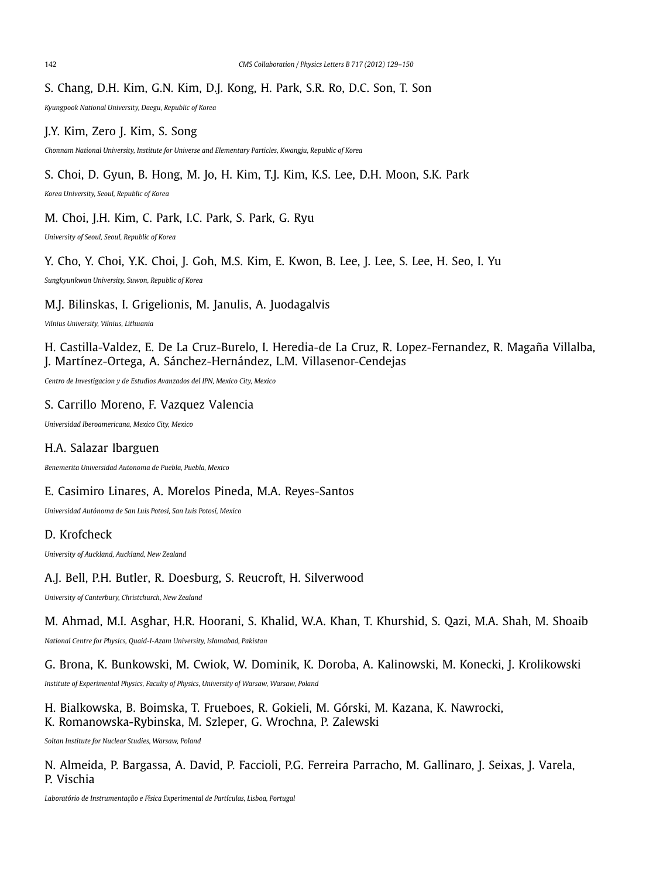S. Chang, D.H. Kim, G.N. Kim, D.J. Kong, H. Park, S.R. Ro, D.C. Son, T. Son

*Kyungpook National University, Daegu, Republic of Korea*

J.Y. Kim, Zero J. Kim, S. Song

*Chonnam National University, Institute for Universe and Elementary Particles, Kwangju, Republic of Korea*

S. Choi, D. Gyun, B. Hong, M. Jo, H. Kim, T.J. Kim, K.S. Lee, D.H. Moon, S.K. Park

*Korea University, Seoul, Republic of Korea*

M. Choi, J.H. Kim, C. Park, I.C. Park, S. Park, G. Ryu

*University of Seoul, Seoul, Republic of Korea*

Y. Cho, Y. Choi, Y.K. Choi, J. Goh, M.S. Kim, E. Kwon, B. Lee, J. Lee, S. Lee, H. Seo, I. Yu

*Sungkyunkwan University, Suwon, Republic of Korea*

M.J. Bilinskas, I. Grigelionis, M. Janulis, A. Juodagalvis

*Vilnius University, Vilnius, Lithuania*

H. Castilla-Valdez, E. De La Cruz-Burelo, I. Heredia-de La Cruz, R. Lopez-Fernandez, R. Magaña Villalba, J. Martínez-Ortega, A. Sánchez-Hernández, L.M. Villasenor-Cendejas

*Centro de Investigacion y de Estudios Avanzados del IPN, Mexico City, Mexico*

S. Carrillo Moreno, F. Vazquez Valencia

*Universidad Iberoamericana, Mexico City, Mexico*

H.A. Salazar Ibarguen

*Benemerita Universidad Autonoma de Puebla, Puebla, Mexico*

E. Casimiro Linares, A. Morelos Pineda, M.A. Reyes-Santos

*Universidad Autónoma de San Luis Potosí, San Luis Potosí, Mexico*

D. Krofcheck

*University of Auckland, Auckland, New Zealand*

A.J. Bell, P.H. Butler, R. Doesburg, S. Reucroft, H. Silverwood

*University of Canterbury, Christchurch, New Zealand*

M. Ahmad, M.I. Asghar, H.R. Hoorani, S. Khalid, W.A. Khan, T. Khurshid, S. Qazi, M.A. Shah, M. Shoaib

*National Centre for Physics, Quaid-I-Azam University, Islamabad, Pakistan*

G. Brona, K. Bunkowski, M. Cwiok, W. Dominik, K. Doroba, A. Kalinowski, M. Konecki, J. Krolikowski

*Institute of Experimental Physics, Faculty of Physics, University of Warsaw, Warsaw, Poland*

H. Bialkowska, B. Boimska, T. Frueboes, R. Gokieli, M. Górski, M. Kazana, K. Nawrocki, K. Romanowska-Rybinska, M. Szleper, G. Wrochna, P. Zalewski

*Soltan Institute for Nuclear Studies, Warsaw, Poland*

N. Almeida, P. Bargassa, A. David, P. Faccioli, P.G. Ferreira Parracho, M. Gallinaro, J. Seixas, J. Varela, P. Vischia

*Laboratório de Instrumentação e Física Experimental de Partículas, Lisboa, Portugal*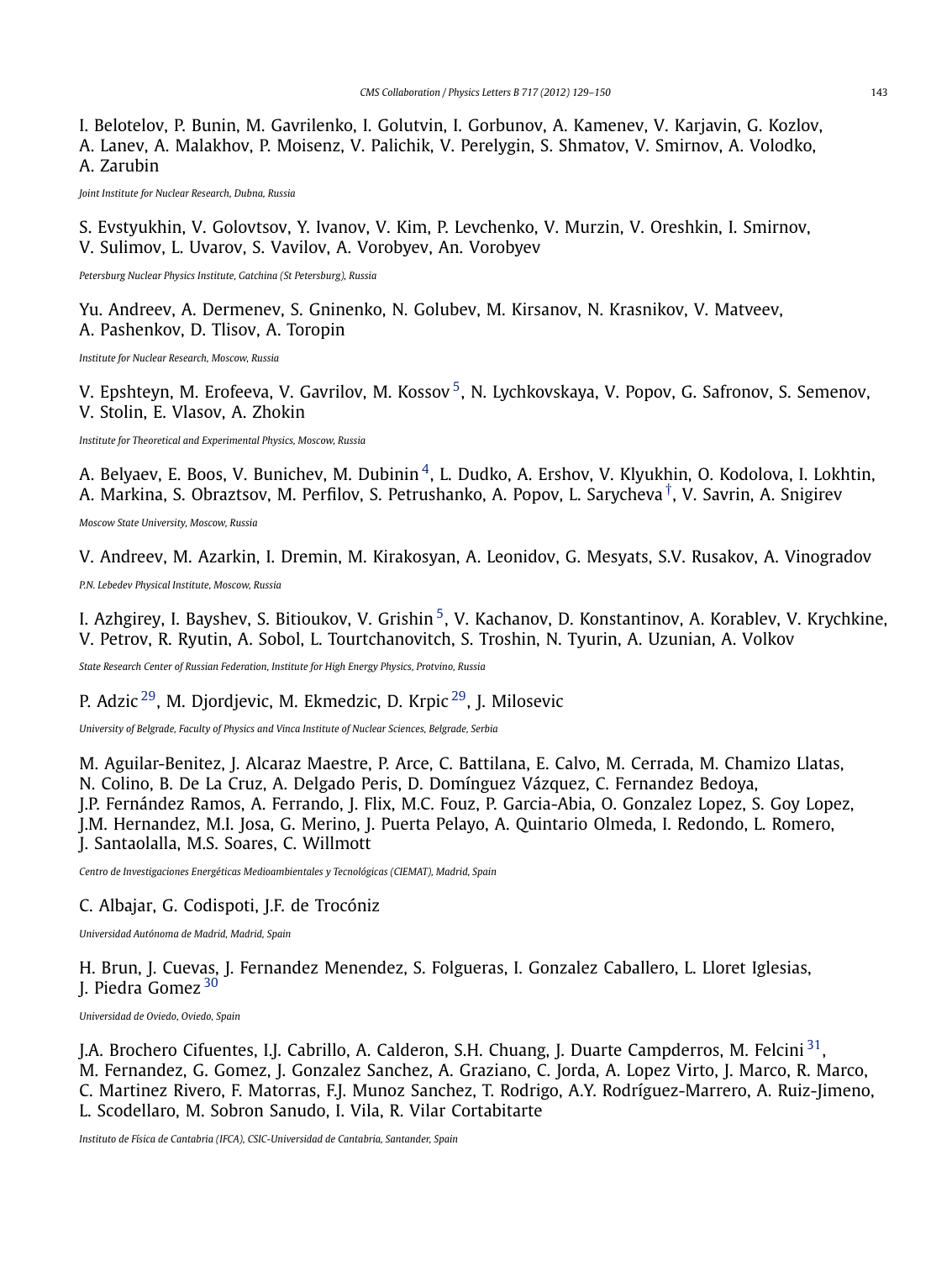I. Belotelov, P. Bunin, M. Gavrilenko, I. Golutvin, I. Gorbunov, A. Kamenev, V. Karjavin, G. Kozlov, A. Lanev, A. Malakhov, P. Moisenz, V. Palichik, V. Perelygin, S. Shmatov, V. Smirnov, A. Volodko, A. Zarubin

*Joint Institute for Nuclear Research, Dubna, Russia*

S. Evstyukhin, V. Golovtsov, Y. Ivanov, V. Kim, P. Levchenko, V. Murzin, V. Oreshkin, I. Smirnov, V. Sulimov, L. Uvarov, S. Vavilov, A. Vorobyev, An. Vorobyev

*Petersburg Nuclear Physics Institute, Gatchina (St Petersburg), Russia*

Yu. Andreev, A. Dermenev, S. Gninenko, N. Golubev, M. Kirsanov, N. Krasnikov, V. Matveev, A. Pashenkov, D. Tlisov, A. Toropin

*Institute for Nuclear Research, Moscow, Russia*

V. Epshteyn, M. Erofeeva, V. Gavrilov, M. Kossov [5], N. Lychkovskaya, V. Popov, G. Safronov, S. Semenov, V. Stolin, E. Vlasov, A. Zhokin

*Institute for Theoretical and Experimental Physics, Moscow, Russia*

A. Belyaev, E. Boos, V. Bunichev, M. Dubinin [4], L. Dudko, A. Ershov, V. Klyukhin, O. Kodolova, I. Lokhtin, A. Markina, S. Obraztsov, M. Perfilov, S. Petrushanko, A. Popov, L. Sarycheva [†], V. Savrin, A. Snigirev

*Moscow State University, Moscow, Russia*

V. Andreev, M. Azarkin, I. Dremin, M. Kirakosyan, A. Leonidov, G. Mesyats, S.V. Rusakov, A. Vinogradov

*P.N. Lebedev Physical Institute, Moscow, Russia*

I. Azhgirey, I. Bayshev, S. Bitioukov, V. Grishin [5], V. Kachanov, D. Konstantinov, A. Korablev, V. Krychkine, V. Petrov, R. Ryutin, A. Sobol, L. Tourtchanovitch, S. Troshin, N. Tyurin, A. Uzunian, A. Volkov

*State Research Center of Russian Federation, Institute for High Energy Physics, Protvino, Russia*

P. Adzic [29], M. Djordjevic, M. Ekmedzic, D. Krpic [29], J. Milosevic

*University of Belgrade, Faculty of Physics and Vinca Institute of Nuclear Sciences, Belgrade, Serbia*

M. Aguilar-Benitez, J. Alcaraz Maestre, P. Arce, C. Battilana, E. Calvo, M. Cerrada, M. Chamizo Llatas, N. Colino, B. De La Cruz, A. Delgado Peris, D. Domínguez Vázquez, C. Fernandez Bedoya, J.P. Fernández Ramos, A. Ferrando, J. Flix, M.C. Fouz, P. Garcia-Abia, O. Gonzalez Lopez, S. Goy Lopez, J.M. Hernandez, M.I. Josa, G. Merino, J. Puerta Pelayo, A. Quintario Olmeda, I. Redondo, L. Romero, J. Santaolalla, M.S. Soares, C. Willmott

*Centro de Investigaciones Energéticas Medioambientales y Tecnológicas (CIEMAT), Madrid, Spain*

C. Albajar, G. Codispoti, J.F. de Trocóniz

*Universidad Autónoma de Madrid, Madrid, Spain*

H. Brun, J. Cuevas, J. Fernandez Menendez, S. Folgueras, I. Gonzalez Caballero, L. Lloret Iglesias, J. Piedra Gomez [30]

*Universidad de Oviedo, Oviedo, Spain*

J.A. Brochero Cifuentes, I.J. Cabrillo, A. Calderon, S.H. Chuang, J. Duarte Campderros, M. Felcini [31], M. Fernandez, G. Gomez, J. Gonzalez Sanchez, A. Graziano, C. Jorda, A. Lopez Virto, J. Marco, R. Marco, C. Martinez Rivero, F. Matorras, F.J. Munoz Sanchez, T. Rodrigo, A.Y. Rodríguez-Marrero, A. Ruiz-Jimeno, L. Scodellaro, M. Sobron Sanudo, I. Vila, R. Vilar Cortabitarte

*Instituto de Física de Cantabria (IFCA), CSIC-Universidad de Cantabria, Santander, Spain*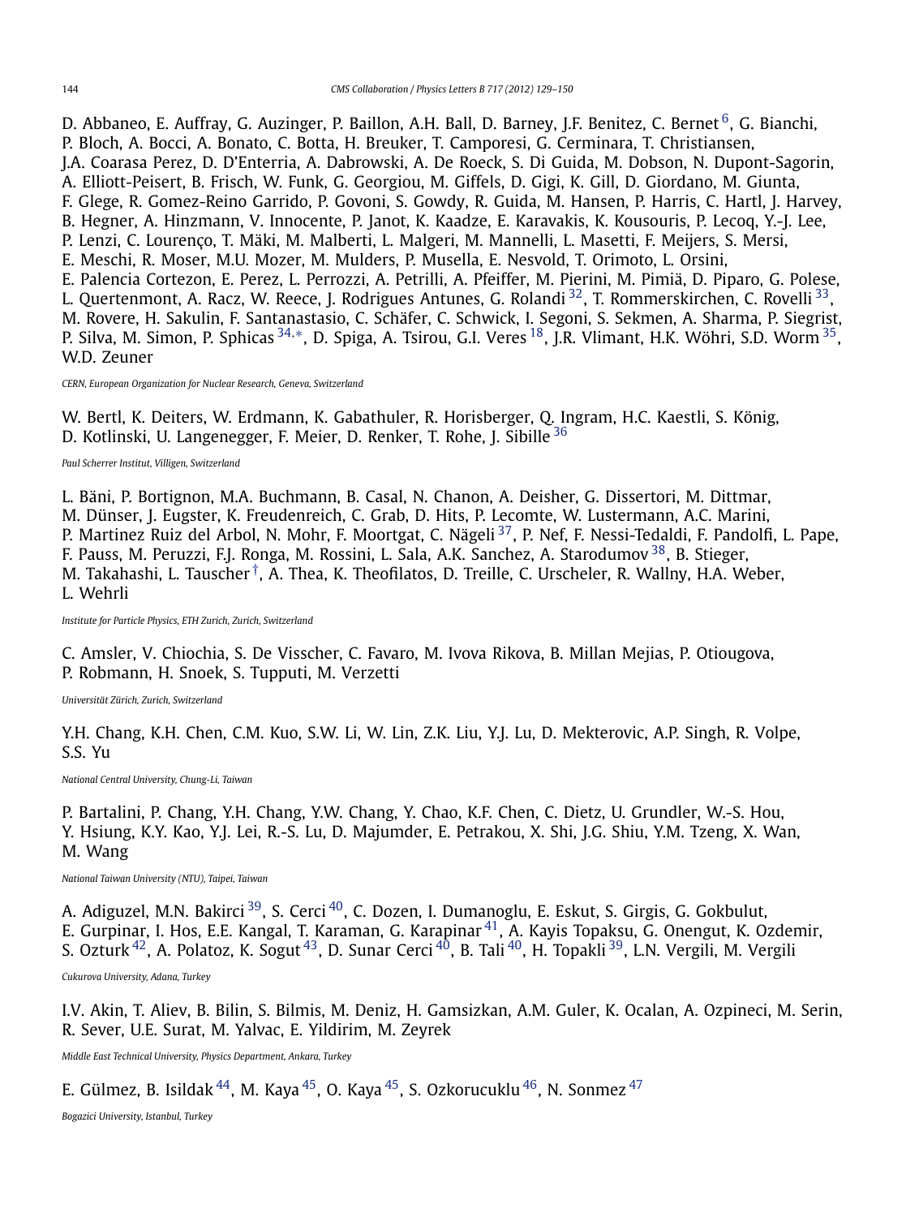D. Abbaneo, E. Auffray, G. Auzinger, P. Baillon, A.H. Ball, D. Barney, J.F. Benitez, C. Bernet [6], G. Bianchi, P. Bloch, A. Bocci, A. Bonato, C. Botta, H. Breuker, T. Camporesi, G. Cerminara, T. Christiansen, J.A. Coarasa Perez, D. D'Enterria, A. Dabrowski, A. De Roeck, S. Di Guida, M. Dobson, N. Dupont-Sagorin, A. Elliott-Peisert, B. Frisch, W. Funk, G. Georgiou, M. Giffels, D. Gigi, K. Gill, D. Giordano, M. Giunta, F. Glege, R. Gomez-Reino Garrido, P. Govoni, S. Gowdy, R. Guida, M. Hansen, P. Harris, C. Hartl, J. Harvey, B. Hegner, A. Hinzmann, V. Innocente, P. Janot, K. Kaadze, E. Karavakis, K. Kousouris, P. Lecoq, Y.-J. Lee, P. Lenzi, C. Lourenço, T. Mäki, M. Malberti, L. Malgeri, M. Mannelli, L. Masetti, F. Meijers, S. Mersi, E. Meschi, R. Moser, M.U. Mozer, M. Mulders, P. Musella, E. Nesvold, T. Orimoto, L. Orsini, E. Palencia Cortezon, E. Perez, L. Perrozzi, A. Petrilli, A. Pfeiffer, M. Pierini, M. Pimiä, D. Piparo, G. Polese, L. Quertenmont, A. Racz, W. Reece, J. Rodrigues Antunes, G. Rolandi [32], T. Rommerskirchen, C. Rovelli [33], M. Rovere, H. Sakulin, F. Santanastasio, C. Schäfer, C. Schwick, I. Segoni, S. Sekmen, A. Sharma, P. Siegrist, P. Silva, M. Simon, P. Sphicas [34,*], D. Spiga, A. Tsirou, G.I. Veres [18], J.R. Vlimant, H.K. Wöhri, S.D. Worm [35], W.D. Zeuner

*CERN, European Organization for Nuclear Research, Geneva, Switzerland*

W. Bertl, K. Deiters, W. Erdmann, K. Gabathuler, R. Horisberger, Q. Ingram, H.C. Kaestli, S. König, D. Kotlinski, U. Langenegger, F. Meier, D. Renker, T. Rohe, J. Sibille [36]

*Paul Scherrer Institut, Villigen, Switzerland*

L. Bäni, P. Bortignon, M.A. Buchmann, B. Casal, N. Chanon, A. Deisher, G. Dissertori, M. Dittmar, M. Dünser, J. Eugster, K. Freudenreich, C. Grab, D. Hits, P. Lecomte, W. Lustermann, A.C. Marini, P. Martinez Ruiz del Arbol, N. Mohr, F. Moortgat, C. Nägeli [37], P. Nef, F. Nessi-Tedaldi, F. Pandolfi, L. Pape, F. Pauss, M. Peruzzi, F.J. Ronga, M. Rossini, L. Sala, A.K. Sanchez, A. Starodumov [38], B. Stieger, M. Takahashi, L. Tauscher [†], A. Thea, K. Theofilatos, D. Treille, C. Urscheler, R. Wallny, H.A. Weber, L. Wehrli

*Institute for Particle Physics, ETH Zurich, Zurich, Switzerland*

C. Amsler, V. Chiochia, S. De Visscher, C. Favaro, M. Ivova Rikova, B. Millan Mejias, P. Otiougova, P. Robmann, H. Snoek, S. Tupputi, M. Verzetti

*Universität Zürich, Zurich, Switzerland*

Y.H. Chang, K.H. Chen, C.M. Kuo, S.W. Li, W. Lin, Z.K. Liu, Y.J. Lu, D. Mekterovic, A.P. Singh, R. Volpe, S.S. Yu

*National Central University, Chung-Li, Taiwan*

P. Bartalini, P. Chang, Y.H. Chang, Y.W. Chang, Y. Chao, K.F. Chen, C. Dietz, U. Grundler, W.-S. Hou, Y. Hsiung, K.Y. Kao, Y.J. Lei, R.-S. Lu, D. Majumder, E. Petrakou, X. Shi, J.G. Shiu, Y.M. Tzeng, X. Wan, M. Wang

*National Taiwan University (NTU), Taipei, Taiwan*

A. Adiguzel, M.N. Bakirci [39], S. Cerci [40], C. Dozen, I. Dumanoglu, E. Eskut, S. Girgis, G. Gokbulut, E. Gurpinar, I. Hos, E.E. Kangal, T. Karaman, G. Karapinar [41], A. Kayis Topaksu, G. Onengut, K. Ozdemir, S. Ozturk [42], A. Polatoz, K. Sogut [43], D. Sunar Cerci [40], B. Tali [40], H. Topakli [39], L.N. Vergili, M. Vergili

*Cukurova University, Adana, Turkey*

I.V. Akin, T. Aliev, B. Bilin, S. Bilmis, M. Deniz, H. Gamsizkan, A.M. Guler, K. Ocalan, A. Ozpineci, M. Serin, R. Sever, U.E. Surat, M. Yalvac, E. Yildirim, M. Zeyrek

*Middle East Technical University, Physics Department, Ankara, Turkey*

E. Gülmez, B. Isildak [44], M. Kaya [45], O. Kaya [45], S. Ozkorucuklu [46], N. Sonmez [47]

*Bogazici University, Istanbul, Turkey*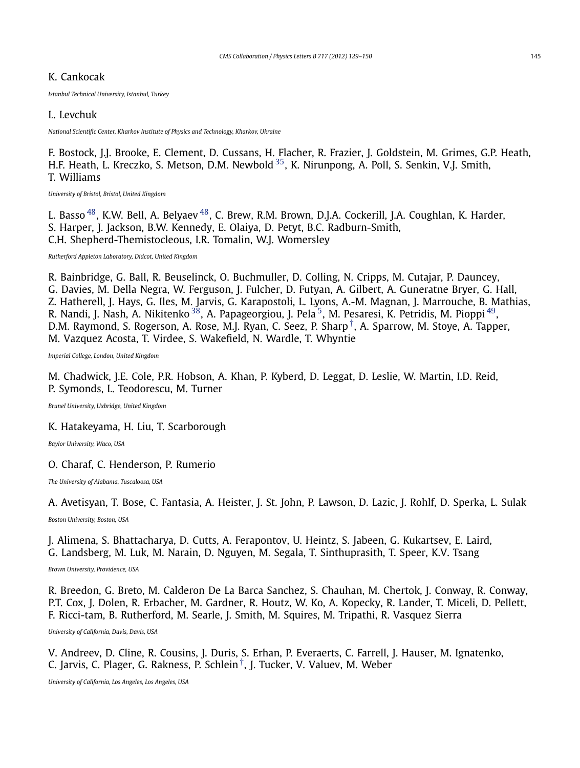K. Cankocak

*Istanbul Technical University, Istanbul, Turkey*

L. Levchuk

*National Scientific Center, Kharkov Institute of Physics and Technology, Kharkov, Ukraine*

F. Bostock, J.J. Brooke, E. Clement, D. Cussans, H. Flacher, R. Frazier, J. Goldstein, M. Grimes, G.P. Heath, H.F. Heath, L. Kreczko, S. Metson, D.M. Newbold [35], K. Nirunpong, A. Poll, S. Senkin, V.J. Smith, T. Williams

*University of Bristol, Bristol, United Kingdom*

L. Basso [48], K.W. Bell, A. Belyaev [48], C. Brew, R.M. Brown, D.J.A. Cockerill, J.A. Coughlan, K. Harder, S. Harper, J. Jackson, B.W. Kennedy, E. Olaiya, D. Petyt, B.C. Radburn-Smith, C.H. Shepherd-Themistocleous, I.R. Tomalin, W.J. Womersley

*Rutherford Appleton Laboratory, Didcot, United Kingdom*

R. Bainbridge, G. Ball, R. Beuselinck, O. Buchmuller, D. Colling, N. Cripps, M. Cutajar, P. Dauncey, G. Davies, M. Della Negra, W. Ferguson, J. Fulcher, D. Futyan, A. Gilbert, A. Guneratne Bryer, G. Hall, Z. Hatherell, J. Hays, G. Iles, M. Jarvis, G. Karapostoli, L. Lyons, A.-M. Magnan, J. Marrouche, B. Mathias, R. Nandi, J. Nash, A. Nikitenko [38], A. Papageorgiou, J. Pela [5], M. Pesaresi, K. Petridis, M. Pioppi [49], D.M. Raymond, S. Rogerson, A. Rose, M.J. Ryan, C. Seez, P. Sharp [†], A. Sparrow, M. Stoye, A. Tapper, M. Vazquez Acosta, T. Virdee, S. Wakefield, N. Wardle, T. Whyntie

*Imperial College, London, United Kingdom*

M. Chadwick, J.E. Cole, P.R. Hobson, A. Khan, P. Kyberd, D. Leggat, D. Leslie, W. Martin, I.D. Reid, P. Symonds, L. Teodorescu, M. Turner

*Brunel University, Uxbridge, United Kingdom*

K. Hatakeyama, H. Liu, T. Scarborough

*Baylor University, Waco, USA*

O. Charaf, C. Henderson, P. Rumerio

*The University of Alabama, Tuscaloosa, USA*

A. Avetisyan, T. Bose, C. Fantasia, A. Heister, J. St. John, P. Lawson, D. Lazic, J. Rohlf, D. Sperka, L. Sulak

*Boston University, Boston, USA*

J. Alimena, S. Bhattacharya, D. Cutts, A. Ferapontov, U. Heintz, S. Jabeen, G. Kukartsev, E. Laird, G. Landsberg, M. Luk, M. Narain, D. Nguyen, M. Segala, T. Sinthuprasith, T. Speer, K.V. Tsang

*Brown University, Providence, USA*

R. Breedon, G. Breto, M. Calderon De La Barca Sanchez, S. Chauhan, M. Chertok, J. Conway, R. Conway, P.T. Cox, J. Dolen, R. Erbacher, M. Gardner, R. Houtz, W. Ko, A. Kopecky, R. Lander, T. Miceli, D. Pellett, F. Ricci-tam, B. Rutherford, M. Searle, J. Smith, M. Squires, M. Tripathi, R. Vasquez Sierra

*University of California, Davis, Davis, USA*

V. Andreev, D. Cline, R. Cousins, J. Duris, S. Erhan, P. Everaerts, C. Farrell, J. Hauser, M. Ignatenko, C. Jarvis, C. Plager, G. Rakness, P. Schlein [†], J. Tucker, V. Valuev, M. Weber

*University of California, Los Angeles, Los Angeles, USA*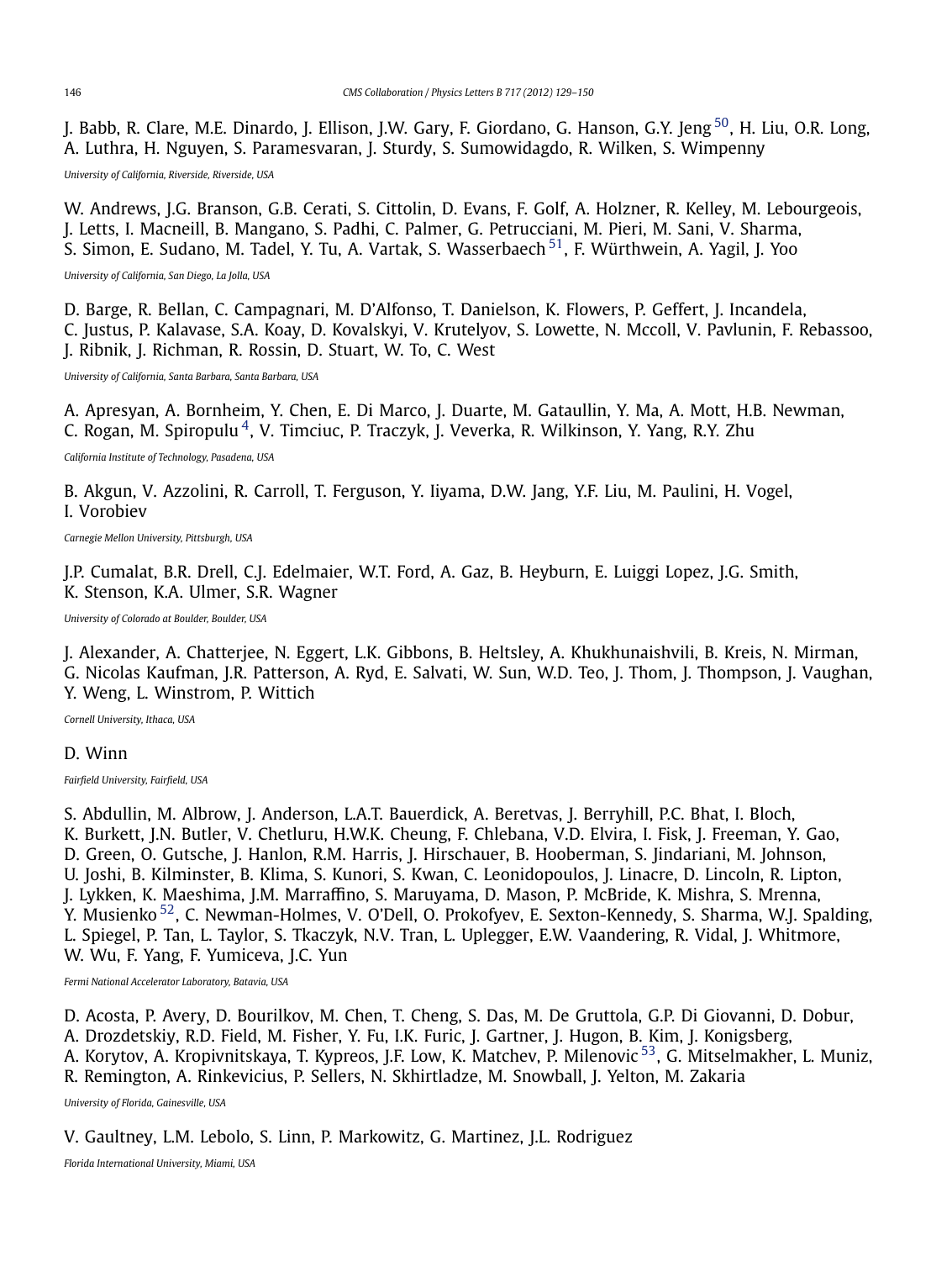J. Babb, R. Clare, M.E. Dinardo, J. Ellison, J.W. Gary, F. Giordano, G. Hanson, G.Y. Jeng [50], H. Liu, O.R. Long, A. Luthra, H. Nguyen, S. Paramesvaran, J. Sturdy, S. Sumowidagdo, R. Wilken, S. Wimpenny

*University of California, Riverside, Riverside, USA*

W. Andrews, J.G. Branson, G.B. Cerati, S. Cittolin, D. Evans, F. Golf, A. Holzner, R. Kelley, M. Lebourgeois, J. Letts, I. Macneill, B. Mangano, S. Padhi, C. Palmer, G. Petrucciani, M. Pieri, M. Sani, V. Sharma, S. Simon, E. Sudano, M. Tadel, Y. Tu, A. Vartak, S. Wasserbaech [51], F. Würthwein, A. Yagil, J. Yoo

*University of California, San Diego, La Jolla, USA*

D. Barge, R. Bellan, C. Campagnari, M. D'Alfonso, T. Danielson, K. Flowers, P. Geffert, J. Incandela, C. Justus, P. Kalavase, S.A. Koay, D. Kovalskyi, V. Krutelyov, S. Lowette, N. Mccoll, V. Pavlunin, F. Rebassoo, J. Ribnik, J. Richman, R. Rossin, D. Stuart, W. To, C. West

*University of California, Santa Barbara, Santa Barbara, USA*

A. Apresyan, A. Bornheim, Y. Chen, E. Di Marco, J. Duarte, M. Gataullin, Y. Ma, A. Mott, H.B. Newman, C. Rogan, M. Spiropulu [4], V. Timciuc, P. Traczyk, J. Veverka, R. Wilkinson, Y. Yang, R.Y. Zhu

*California Institute of Technology, Pasadena, USA*

B. Akgun, V. Azzolini, R. Carroll, T. Ferguson, Y. Iiyama, D.W. Jang, Y.F. Liu, M. Paulini, H. Vogel, I. Vorobiev

*Carnegie Mellon University, Pittsburgh, USA*

J.P. Cumalat, B.R. Drell, C.J. Edelmaier, W.T. Ford, A. Gaz, B. Heyburn, E. Luiggi Lopez, J.G. Smith, K. Stenson, K.A. Ulmer, S.R. Wagner

*University of Colorado at Boulder, Boulder, USA*

J. Alexander, A. Chatterjee, N. Eggert, L.K. Gibbons, B. Heltsley, A. Khukhunaishvili, B. Kreis, N. Mirman, G. Nicolas Kaufman, J.R. Patterson, A. Ryd, E. Salvati, W. Sun, W.D. Teo, J. Thom, J. Thompson, J. Vaughan, Y. Weng, L. Winstrom, P. Wittich

*Cornell University, Ithaca, USA*

D. Winn

*Fairfield University, Fairfield, USA*

S. Abdullin, M. Albrow, J. Anderson, L.A.T. Bauerdick, A. Beretvas, J. Berryhill, P.C. Bhat, I. Bloch, K. Burkett, J.N. Butler, V. Chetluru, H.W.K. Cheung, F. Chlebana, V.D. Elvira, I. Fisk, J. Freeman, Y. Gao, D. Green, O. Gutsche, J. Hanlon, R.M. Harris, J. Hirschauer, B. Hooberman, S. Jindariani, M. Johnson, U. Joshi, B. Kilminster, B. Klima, S. Kunori, S. Kwan, C. Leonidopoulos, J. Linacre, D. Lincoln, R. Lipton, J. Lykken, K. Maeshima, J.M. Marraffino, S. Maruyama, D. Mason, P. McBride, K. Mishra, S. Mrenna, Y. Musienko [52], C. Newman-Holmes, V. O'Dell, O. Prokofyev, E. Sexton-Kennedy, S. Sharma, W.J. Spalding, L. Spiegel, P. Tan, L. Taylor, S. Tkaczyk, N.V. Tran, L. Uplegger, E.W. Vaandering, R. Vidal, J. Whitmore, W. Wu, F. Yang, F. Yumiceva, J.C. Yun

*Fermi National Accelerator Laboratory, Batavia, USA*

D. Acosta, P. Avery, D. Bourilkov, M. Chen, T. Cheng, S. Das, M. De Gruttola, G.P. Di Giovanni, D. Dobur, A. Drozdetskiy, R.D. Field, M. Fisher, Y. Fu, I.K. Furic, J. Gartner, J. Hugon, B. Kim, J. Konigsberg, A. Korytov, A. Kropivnitskaya, T. Kypreos, J.F. Low, K. Matchev, P. Milenovic [53], G. Mitselmakher, L. Muniz, R. Remington, A. Rinkevicius, P. Sellers, N. Skhirtladze, M. Snowball, J. Yelton, M. Zakaria

*University of Florida, Gainesville, USA*

V. Gaultney, L.M. Lebolo, S. Linn, P. Markowitz, G. Martinez, J.L. Rodriguez

*Florida International University, Miami, USA*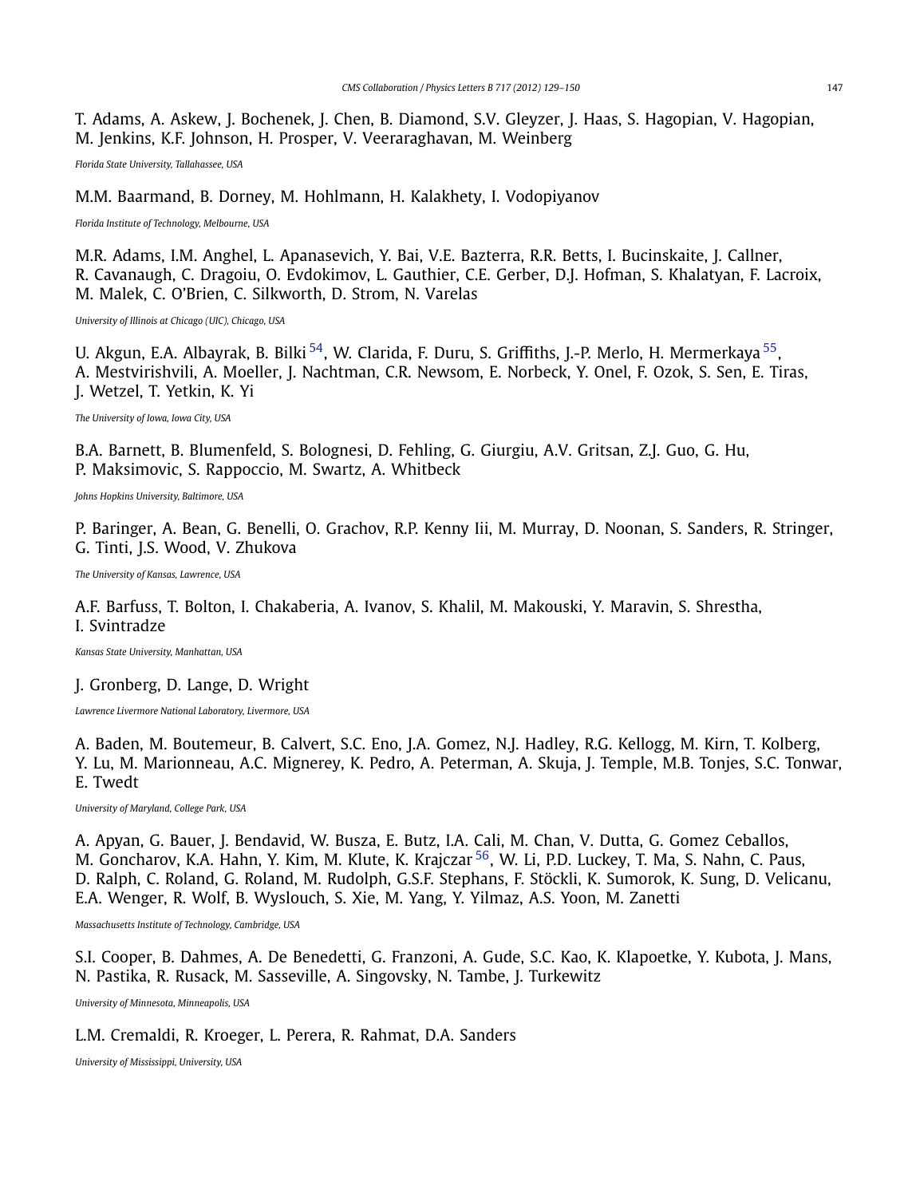T. Adams, A. Askew, J. Bochenek, J. Chen, B. Diamond, S.V. Gleyzer, J. Haas, S. Hagopian, V. Hagopian, M. Jenkins, K.F. Johnson, H. Prosper, V. Veeraraghavan, M. Weinberg

*Florida State University, Tallahassee, USA*

M.M. Baarmand, B. Dorney, M. Hohlmann, H. Kalakhety, I. Vodopiyanov

*Florida Institute of Technology, Melbourne, USA*

M.R. Adams, I.M. Anghel, L. Apanasevich, Y. Bai, V.E. Bazterra, R.R. Betts, I. Bucinskaite, J. Callner, R. Cavanaugh, C. Dragoiu, O. Evdokimov, L. Gauthier, C.E. Gerber, D.J. Hofman, S. Khalatyan, F. Lacroix, M. Malek, C. O'Brien, C. Silkworth, D. Strom, N. Varelas

*University of Illinois at Chicago (UIC), Chicago, USA*

U. Akgun, E.A. Albayrak, B. Bilki [54], W. Clarida, F. Duru, S. Griffiths, J.-P. Merlo, H. Mermerkaya [55], A. Mestvirishvili, A. Moeller, J. Nachtman, C.R. Newsom, E. Norbeck, Y. Onel, F. Ozok, S. Sen, E. Tiras, J. Wetzel, T. Yetkin, K. Yi

*The University of Iowa, Iowa City, USA*

B.A. Barnett, B. Blumenfeld, S. Bolognesi, D. Fehling, G. Giurgiu, A.V. Gritsan, Z.J. Guo, G. Hu, P. Maksimovic, S. Rappoccio, M. Swartz, A. Whitbeck

*Johns Hopkins University, Baltimore, USA*

P. Baringer, A. Bean, G. Benelli, O. Grachov, R.P. Kenny Iii, M. Murray, D. Noonan, S. Sanders, R. Stringer, G. Tinti, J.S. Wood, V. Zhukova

*The University of Kansas, Lawrence, USA*

A.F. Barfuss, T. Bolton, I. Chakaberia, A. Ivanov, S. Khalil, M. Makouski, Y. Maravin, S. Shrestha, I. Svintradze

*Kansas State University, Manhattan, USA*

J. Gronberg, D. Lange, D. Wright

*Lawrence Livermore National Laboratory, Livermore, USA*

A. Baden, M. Boutemeur, B. Calvert, S.C. Eno, J.A. Gomez, N.J. Hadley, R.G. Kellogg, M. Kirn, T. Kolberg, Y. Lu, M. Marionneau, A.C. Mignerey, K. Pedro, A. Peterman, A. Skuja, J. Temple, M.B. Tonjes, S.C. Tonwar, E. Twedt

*University of Maryland, College Park, USA*

A. Apyan, G. Bauer, J. Bendavid, W. Busza, E. Butz, I.A. Cali, M. Chan, V. Dutta, G. Gomez Ceballos, M. Goncharov, K.A. Hahn, Y. Kim, M. Klute, K. Krajczar [56], W. Li, P.D. Luckey, T. Ma, S. Nahn, C. Paus, D. Ralph, C. Roland, G. Roland, M. Rudolph, G.S.F. Stephans, F. Stöckli, K. Sumorok, K. Sung, D. Velicanu, E.A. Wenger, R. Wolf, B. Wyslouch, S. Xie, M. Yang, Y. Yilmaz, A.S. Yoon, M. Zanetti

*Massachusetts Institute of Technology, Cambridge, USA*

S.I. Cooper, B. Dahmes, A. De Benedetti, G. Franzoni, A. Gude, S.C. Kao, K. Klapoetke, Y. Kubota, J. Mans, N. Pastika, R. Rusack, M. Sasseville, A. Singovsky, N. Tambe, J. Turkewitz

*University of Minnesota, Minneapolis, USA*

L.M. Cremaldi, R. Kroeger, L. Perera, R. Rahmat, D.A. Sanders

*University of Mississippi, University, USA*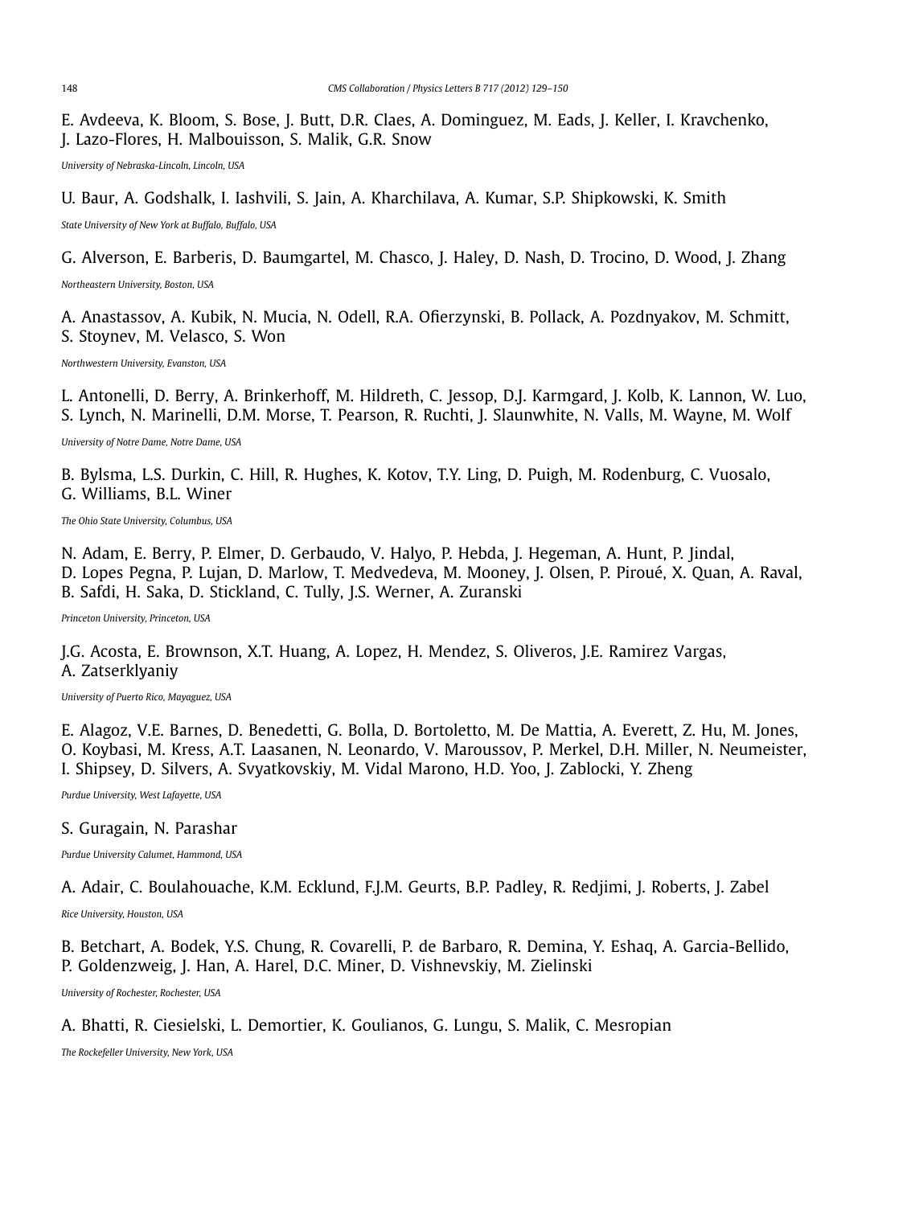E. Avdeeva, K. Bloom, S. Bose, J. Butt, D.R. Claes, A. Dominguez, M. Eads, J. Keller, I. Kravchenko, J. Lazo-Flores, H. Malbouisson, S. Malik, G.R. Snow

*University of Nebraska-Lincoln, Lincoln, USA*

U. Baur, A. Godshalk, I. Iashvili, S. Jain, A. Kharchilava, A. Kumar, S.P. Shipkowski, K. Smith

*State University of New York at Buffalo, Buffalo, USA*

G. Alverson, E. Barberis, D. Baumgartel, M. Chasco, J. Haley, D. Nash, D. Trocino, D. Wood, J. Zhang

*Northeastern University, Boston, USA*

A. Anastassov, A. Kubik, N. Mucia, N. Odell, R.A. Ofierzynski, B. Pollack, A. Pozdnyakov, M. Schmitt, S. Stoynev, M. Velasco, S. Won

*Northwestern University, Evanston, USA*

L. Antonelli, D. Berry, A. Brinkerhoff, M. Hildreth, C. Jessop, D.J. Karmgard, J. Kolb, K. Lannon, W. Luo, S. Lynch, N. Marinelli, D.M. Morse, T. Pearson, R. Ruchti, J. Slaunwhite, N. Valls, M. Wayne, M. Wolf

*University of Notre Dame, Notre Dame, USA*

B. Bylsma, L.S. Durkin, C. Hill, R. Hughes, K. Kotov, T.Y. Ling, D. Puigh, M. Rodenburg, C. Vuosalo, G. Williams, B.L. Winer

*The Ohio State University, Columbus, USA*

N. Adam, E. Berry, P. Elmer, D. Gerbaudo, V. Halyo, P. Hebda, J. Hegeman, A. Hunt, P. Jindal, D. Lopes Pegna, P. Lujan, D. Marlow, T. Medvedeva, M. Mooney, J. Olsen, P. Piroué, X. Quan, A. Raval, B. Safdi, H. Saka, D. Stickland, C. Tully, J.S. Werner, A. Zuranski

*Princeton University, Princeton, USA*

J.G. Acosta, E. Brownson, X.T. Huang, A. Lopez, H. Mendez, S. Oliveros, J.E. Ramirez Vargas, A. Zatserklyaniy

*University of Puerto Rico, Mayaguez, USA*

E. Alagoz, V.E. Barnes, D. Benedetti, G. Bolla, D. Bortoletto, M. De Mattia, A. Everett, Z. Hu, M. Jones, O. Koybasi, M. Kress, A.T. Laasanen, N. Leonardo, V. Maroussov, P. Merkel, D.H. Miller, N. Neumeister, I. Shipsey, D. Silvers, A. Svyatkovskiy, M. Vidal Marono, H.D. Yoo, J. Zablocki, Y. Zheng

*Purdue University, West Lafayette, USA*

S. Guragain, N. Parashar

*Purdue University Calumet, Hammond, USA*

A. Adair, C. Boulahouache, K.M. Ecklund, F.J.M. Geurts, B.P. Padley, R. Redjimi, J. Roberts, J. Zabel

*Rice University, Houston, USA*

B. Betchart, A. Bodek, Y.S. Chung, R. Covarelli, P. de Barbaro, R. Demina, Y. Eshaq, A. Garcia-Bellido, P. Goldenzweig, J. Han, A. Harel, D.C. Miner, D. Vishnevskiy, M. Zielinski

*University of Rochester, Rochester, USA*

A. Bhatti, R. Ciesielski, L. Demortier, K. Goulianos, G. Lungu, S. Malik, C. Mesropian

*The Rockefeller University, New York, USA*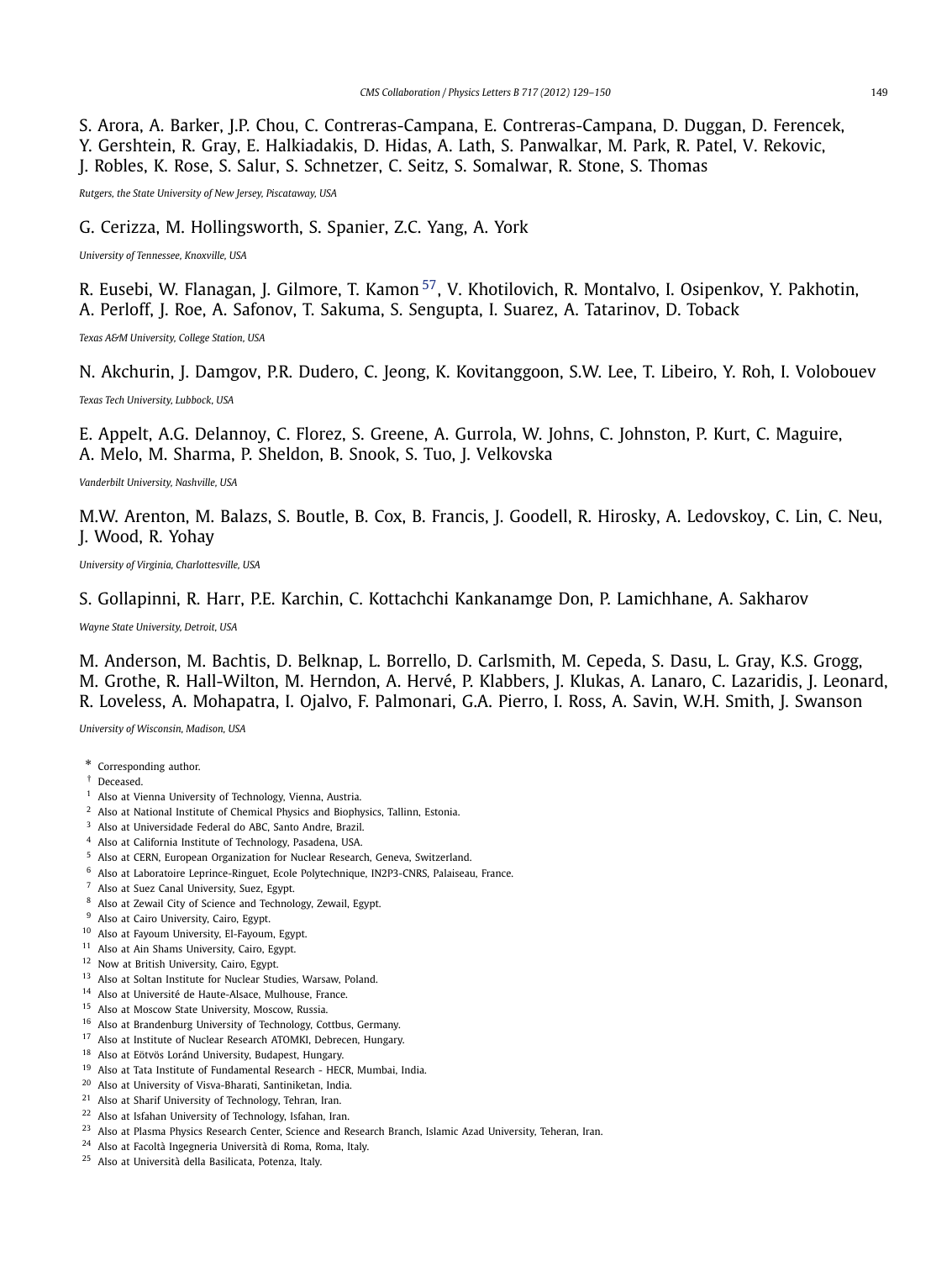S. Arora, A. Barker, J.P. Chou, C. Contreras-Campana, E. Contreras-Campana, D. Duggan, D. Ferencek, Y. Gershtein, R. Gray, E. Halkiadakis, D. Hidas, A. Lath, S. Panwalkar, M. Park, R. Patel, V. Rekovic, J. Robles, K. Rose, S. Salur, S. Schnetzer, C. Seitz, S. Somalwar, R. Stone, S. Thomas

*Rutgers, the State University of New Jersey, Piscataway, USA*

G. Cerizza, M. Hollingsworth, S. Spanier, Z.C. Yang, A. York

*University of Tennessee, Knoxville, USA*

R. Eusebi, W. Flanagan, J. Gilmore, T. Kamon [57], V. Khotilovich, R. Montalvo, I. Osipenkov, Y. Pakhotin, A. Perloff, J. Roe, A. Safonov, T. Sakuma, S. Sengupta, I. Suarez, A. Tatarinov, D. Toback

*Texas A&M University, College Station, USA*

N. Akchurin, J. Damgov, P.R. Dudero, C. Jeong, K. Kovitanggoon, S.W. Lee, T. Libeiro, Y. Roh, I. Volobouev

*Texas Tech University, Lubbock, USA*

E. Appelt, A.G. Delannoy, C. Florez, S. Greene, A. Gurrola, W. Johns, C. Johnston, P. Kurt, C. Maguire, A. Melo, M. Sharma, P. Sheldon, B. Snook, S. Tuo, J. Velkovska

*Vanderbilt University, Nashville, USA*

M.W. Arenton, M. Balazs, S. Boutle, B. Cox, B. Francis, J. Goodell, R. Hirosky, A. Ledovskoy, C. Lin, C. Neu, J. Wood, R. Yohay

*University of Virginia, Charlottesville, USA*

S. Gollapinni, R. Harr, P.E. Karchin, C. Kottachchi Kankanamge Don, P. Lamichhane, A. Sakharov

*Wayne State University, Detroit, USA*

M. Anderson, M. Bachtis, D. Belknap, L. Borrello, D. Carlsmith, M. Cepeda, S. Dasu, L. Gray, K.S. Grogg, M. Grothe, R. Hall-Wilton, M. Herndon, A. Hervé, P. Klabbers, J. Klukas, A. Lanaro, C. Lazaridis, J. Leonard, R. Loveless, A. Mohapatra, I. Ojalvo, F. Palmonari, G.A. Pierro, I. Ross, A. Savin, W.H. Smith, J. Swanson

*University of Wisconsin, Madison, USA*

[*] Corresponding author.
[†] Deceased.
[1] Also at Vienna University of Technology, Vienna, Austria.
[2] Also at National Institute of Chemical Physics and Biophysics, Tallinn, Estonia.
[3] Also at Universidade Federal do ABC, Santo Andre, Brazil.
[4] Also at California Institute of Technology, Pasadena, USA.
[5] Also at CERN, European Organization for Nuclear Research, Geneva, Switzerland.
[6] Also at Laboratoire Leprince-Ringuet, Ecole Polytechnique, IN2P3-CNRS, Palaiseau, France.
[7] Also at Suez Canal University, Suez, Egypt.
[8] Also at Zewail City of Science and Technology, Zewail, Egypt.
[9] Also at Cairo University, Cairo, Egypt.
[10] Also at Fayoum University, El-Fayoum, Egypt.
[11] Also at Ain Shams University, Cairo, Egypt.
[12] Now at British University, Cairo, Egypt.
[13] Also at Soltan Institute for Nuclear Studies, Warsaw, Poland.
[14] Also at Université de Haute-Alsace, Mulhouse, France.
[15] Also at Moscow State University, Moscow, Russia.
[16] Also at Brandenburg University of Technology, Cottbus, Germany.
[17] Also at Institute of Nuclear Research ATOMKI, Debrecen, Hungary.
[18] Also at Eötvös Loránd University, Budapest, Hungary.
[19] Also at Tata Institute of Fundamental Research - HECR, Mumbai, India.
[20] Also at University of Visva-Bharati, Santiniketan, India.
[21] Also at Sharif University of Technology, Tehran, Iran.
[22] Also at Isfahan University of Technology, Isfahan, Iran.
[23] Also at Plasma Physics Research Center, Science and Research Branch, Islamic Azad University, Teheran, Iran.
[24] Also at Facoltà Ingegneria Università di Roma, Roma, Italy.
[25] Also at Università della Basilicata, Potenza, Italy.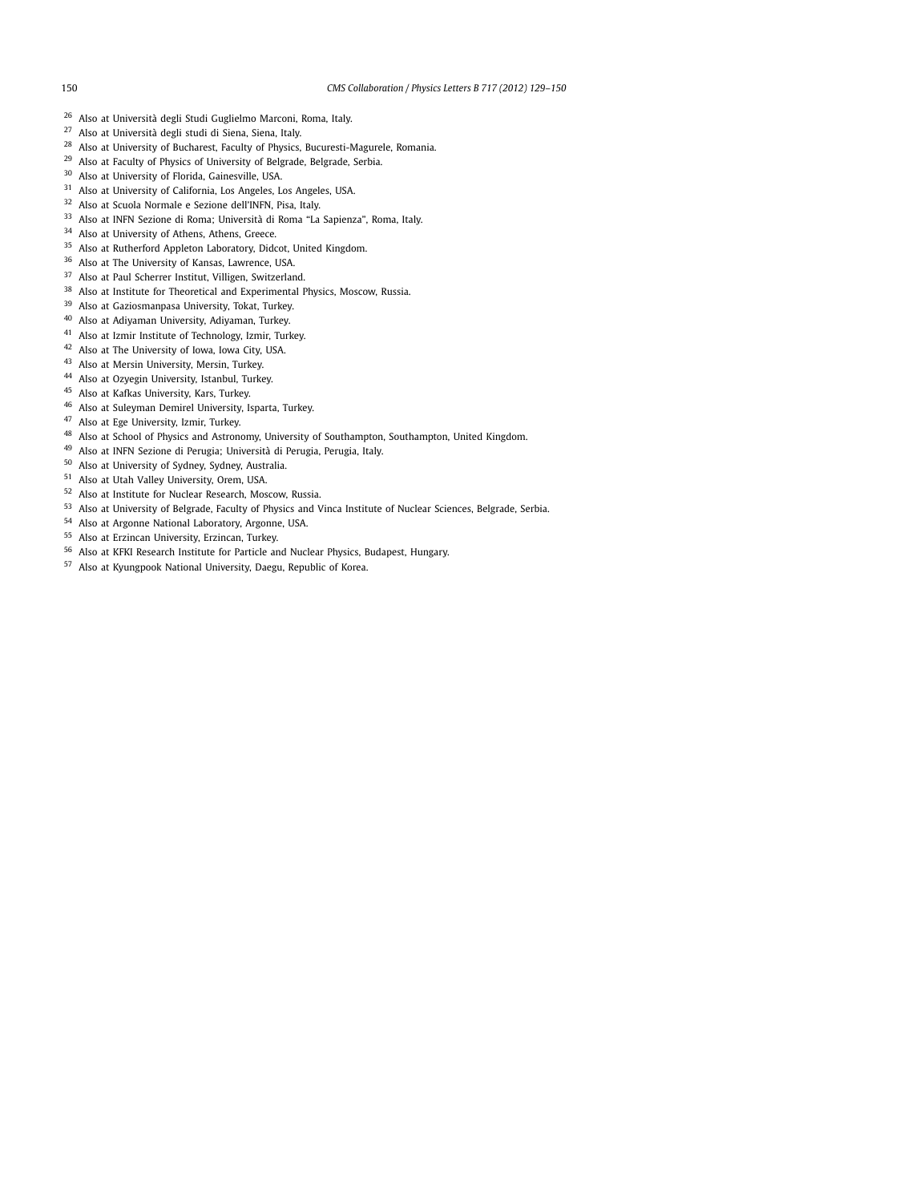[26] Also at Università degli Studi Guglielmo Marconi, Roma, Italy.
[27] Also at Università degli studi di Siena, Siena, Italy.
[28] Also at University of Bucharest, Faculty of Physics, Bucuresti-Magurele, Romania.
[29] Also at Faculty of Physics of University of Belgrade, Belgrade, Serbia.
[30] Also at University of Florida, Gainesville, USA.
[31] Also at University of California, Los Angeles, Los Angeles, USA.
[32] Also at Scuola Normale e Sezione dell'INFN, Pisa, Italy.
[33] Also at INFN Sezione di Roma; Università di Roma "La Sapienza", Roma, Italy.
[34] Also at University of Athens, Athens, Greece.
[35] Also at Rutherford Appleton Laboratory, Didcot, United Kingdom.
[36] Also at The University of Kansas, Lawrence, USA.
[37] Also at Paul Scherrer Institut, Villigen, Switzerland.
[38] Also at Institute for Theoretical and Experimental Physics, Moscow, Russia.
[39] Also at Gaziosmanpasa University, Tokat, Turkey.
[40] Also at Adiyaman University, Adiyaman, Turkey.
[41] Also at Izmir Institute of Technology, Izmir, Turkey.
[42] Also at The University of Iowa, Iowa City, USA.
[43] Also at Mersin University, Mersin, Turkey.
[44] Also at Ozyegin University, Istanbul, Turkey.
[45] Also at Kafkas University, Kars, Turkey.
[46] Also at Suleyman Demirel University, Isparta, Turkey.
[47] Also at Ege University, Izmir, Turkey.
[48] Also at School of Physics and Astronomy, University of Southampton, Southampton, United Kingdom.
[49] Also at INFN Sezione di Perugia; Università di Perugia, Perugia, Italy.
[50] Also at University of Sydney, Sydney, Australia.
[51] Also at Utah Valley University, Orem, USA.
[52] Also at Institute for Nuclear Research, Moscow, Russia.
[53] Also at University of Belgrade, Faculty of Physics and Vinca Institute of Nuclear Sciences, Belgrade, Serbia.
[54] Also at Argonne National Laboratory, Argonne, USA.
[55] Also at Erzincan University, Erzincan, Turkey.
[56] Also at KFKI Research Institute for Particle and Nuclear Physics, Budapest, Hungary.
[57] Also at Kyungpook National University, Daegu, Republic of Korea.